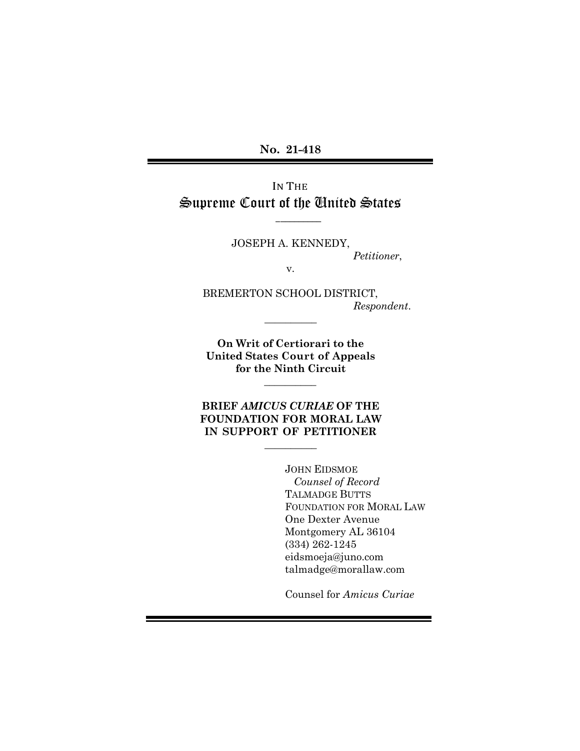**No. 21-418**

IN THE
# Supreme Court of the United States

JOSEPH A. KENNEDY,
*Petitioner*,

v.

BREMERTON SCHOOL DISTRICT,
*Respondent*.

**On Writ of Certiorari to the United States Court of Appeals for the Ninth Circuit**

**BRIEF *AMICUS CURIAE* OF THE FOUNDATION FOR MORAL LAW IN SUPPORT OF PETITIONER**

JOHN EIDSMOE
*Counsel of Record*
TALMADGE BUTTS
FOUNDATION FOR MORAL LAW
One Dexter Avenue
Montgomery AL 36104
(334) 262-1245
eidsmoeja@juno.com
talmadge@morallaw.com

Counsel for *Amicus Curiae*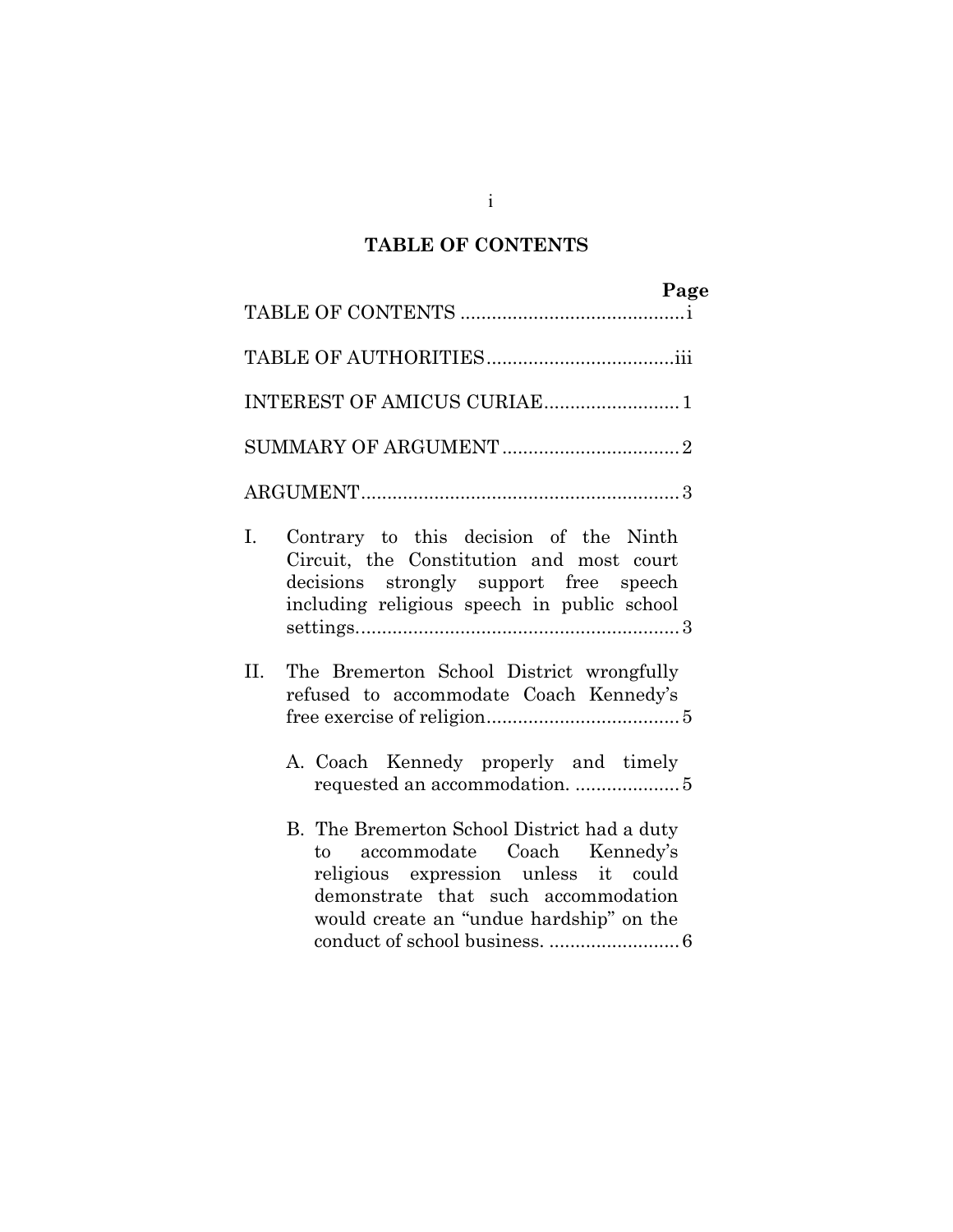## TABLE OF CONTENTS

| | Page |
|---|---|
| TABLE OF CONTENTS | i |
| TABLE OF AUTHORITIES | iii |
| INTEREST OF AMICUS CURIAE | 1 |
| SUMMARY OF ARGUMENT | 2 |
| ARGUMENT | 3 |
| I. Contrary to this decision of the Ninth Circuit, the Constitution and most court decisions strongly support free speech including religious speech in public school settings. | 3 |
| II. The Bremerton School District wrongfully refused to accommodate Coach Kennedy's free exercise of religion | 5 |
| A. Coach Kennedy properly and timely requested an accommodation. | 5 |
| B. The Bremerton School District had a duty to accommodate Coach Kennedy's religious expression unless it could demonstrate that such accommodation would create an "undue hardship" on the conduct of school business. | 6 |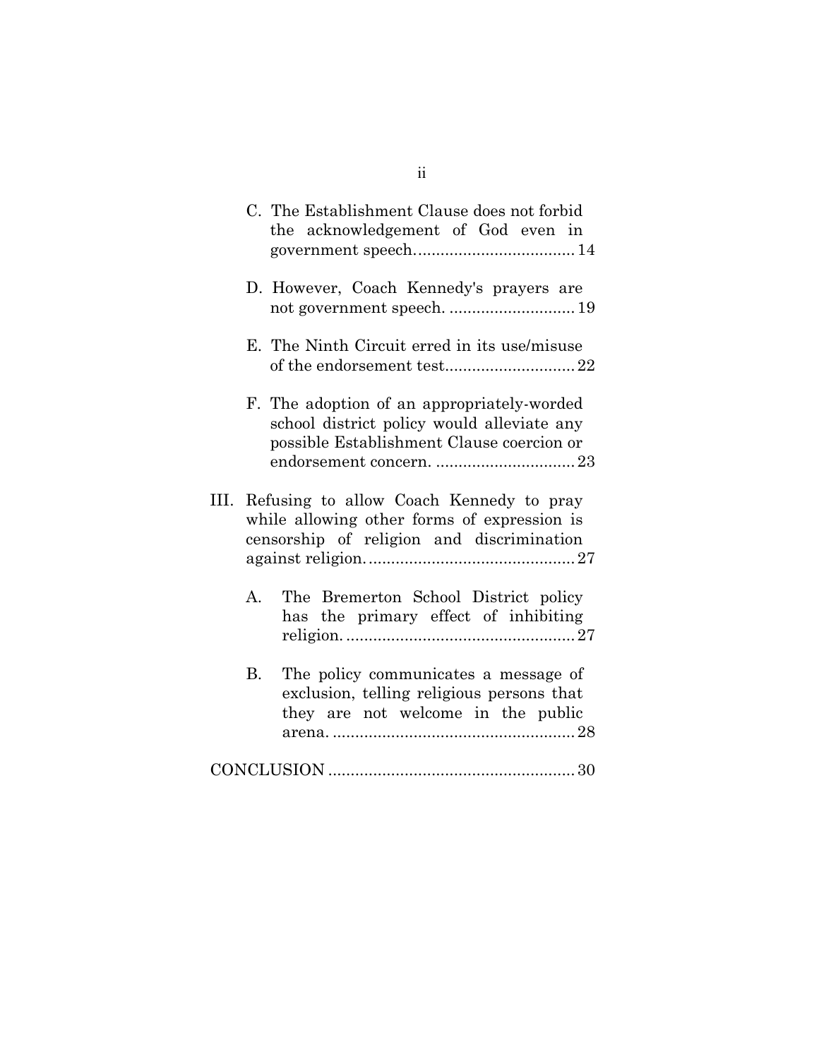C. The Establishment Clause does not forbid the acknowledgement of God even in government speech. .................................. 14

D. However, Coach Kennedy's prayers are not government speech. ............................ 19

E. The Ninth Circuit erred in its use/misuse of the endorsement test............................ 22

F. The adoption of an appropriately-worded school district policy would alleviate any possible Establishment Clause coercion or endorsement concern. ............................... 23

III. Refusing to allow Coach Kennedy to pray while allowing other forms of expression is censorship of religion and discrimination against religion. ............................................. 27

A. The Bremerton School District policy has the primary effect of inhibiting religion. .................................................. 27

B. The policy communicates a message of exclusion, telling religious persons that they are not welcome in the public arena. ..................................................... 28

CONCLUSION ...................................................... 30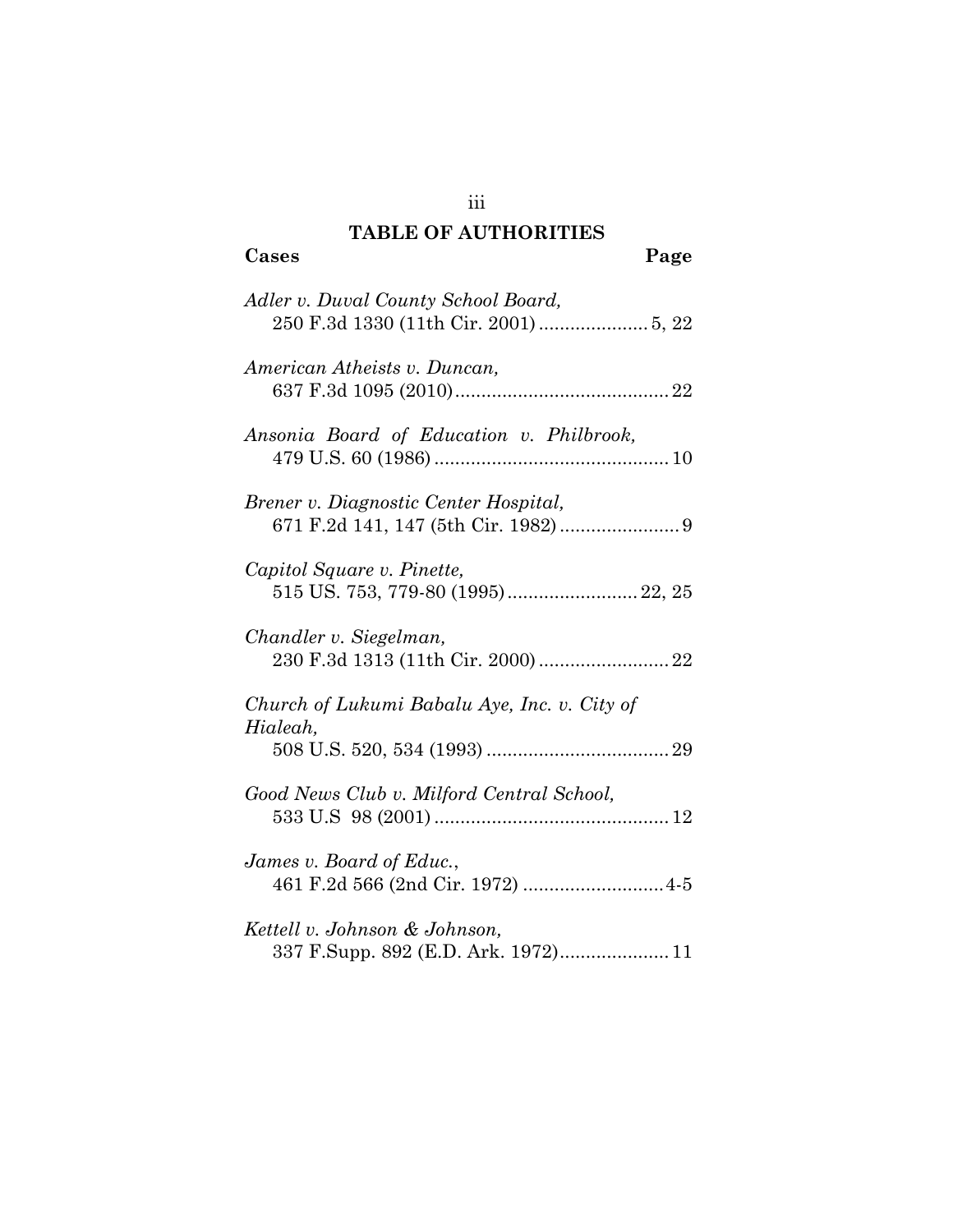# TABLE OF AUTHORITIES

**Cases** **Page**

*Adler v. Duval County School Board,*
250 F.3d 1330 (11th Cir. 2001) ..................... 5, 22

*American Atheists v. Duncan,*
637 F.3d 1095 (2010) ......................................... 22

*Ansonia Board of Education v. Philbrook,*
479 U.S. 60 (1986) ............................................. 10

*Brener v. Diagnostic Center Hospital,*
671 F.2d 141, 147 (5th Cir. 1982) ....................... 9

*Capitol Square v. Pinette,*
515 US. 753, 779-80 (1995) ......................... 22, 25

*Chandler v. Siegelman,*
230 F.3d 1313 (11th Cir. 2000) ......................... 22

*Church of Lukumi Babalu Aye, Inc. v. City of Hialeah,*
508 U.S. 520, 534 (1993) ................................... 29

*Good News Club v. Milford Central School,*
533 U.S 98 (2001) ............................................. 12

*James v. Board of Educ.*,
461 F.2d 566 (2nd Cir. 1972) ........................... 4-5

*Kettell v. Johnson & Johnson,*
337 F.Supp. 892 (E.D. Ark. 1972) ..................... 11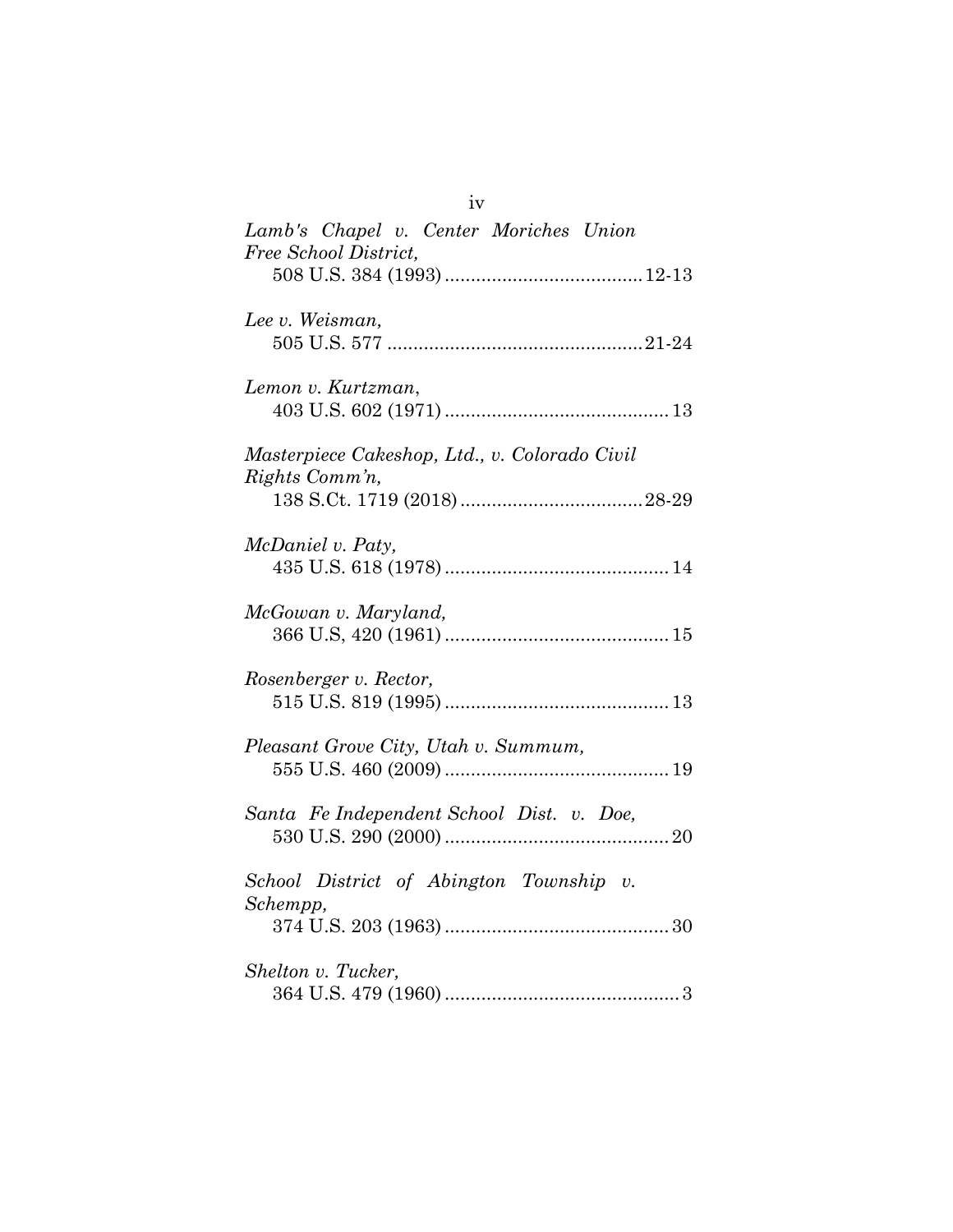*Lamb's Chapel v. Center Moriches Union Free School District*,
508 U.S. 384 (1993) ...................................... 12-13

*Lee v. Weisman*,
505 U.S. 577 ................................................ 21-24

*Lemon v. Kurtzman*,
403 U.S. 602 (1971) ........................................... 13

*Masterpiece Cakeshop, Ltd., v. Colorado Civil Rights Comm'n*,
138 S.Ct. 1719 (2018) .................................. 28-29

*McDaniel v. Paty*,
435 U.S. 618 (1978) ........................................... 14

*McGowan v. Maryland*,
366 U.S, 420 (1961) ........................................... 15

*Rosenberger v. Rector*,
515 U.S. 819 (1995) ........................................... 13

*Pleasant Grove City, Utah v. Summum*,
555 U.S. 460 (2009) ........................................... 19

*Santa Fe Independent School Dist. v. Doe*,
530 U.S. 290 (2000) ........................................... 20

*School District of Abington Township v. Schempp*,
374 U.S. 203 (1963) ........................................... 30

*Shelton v. Tucker*,
364 U.S. 479 (1960) ............................................. 3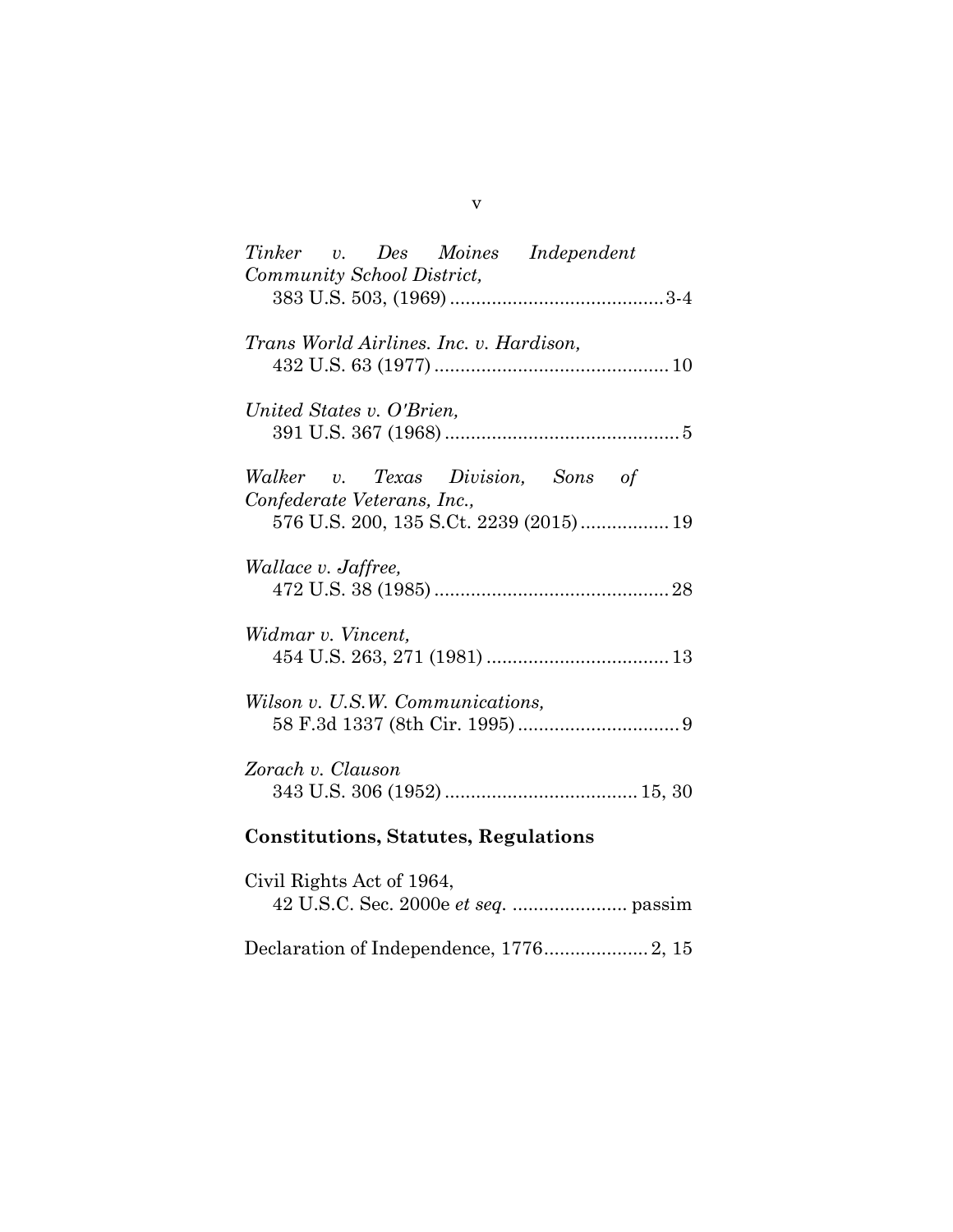*Tinker v. Des Moines Independent Community School District,*
383 U.S. 503, (1969) .......................................... 3-4

*Trans World Airlines. Inc. v. Hardison,*
432 U.S. 63 (1977) ............................................ 10

*United States v. O'Brien,*
391 U.S. 367 (1968) ............................................ 5

*Walker v. Texas Division, Sons of Confederate Veterans, Inc.,*
576 U.S. 200, 135 S.Ct. 2239 (2015) ................. 19

*Wallace v. Jaffree,*
472 U.S. 38 (1985) ............................................ 28

*Widmar v. Vincent,*
454 U.S. 263, 271 (1981) .................................. 13

*Wilson v. U.S.W. Communications,*
58 F.3d 1337 (8th Cir. 1995) ............................... 9

*Zorach v. Clauson*
343 U.S. 306 (1952) .................................... 15, 30

**Constitutions, Statutes, Regulations**

Civil Rights Act of 1964,
42 U.S.C. Sec. 2000e *et seq.* ...................... passim

Declaration of Independence, 1776.................... 2, 15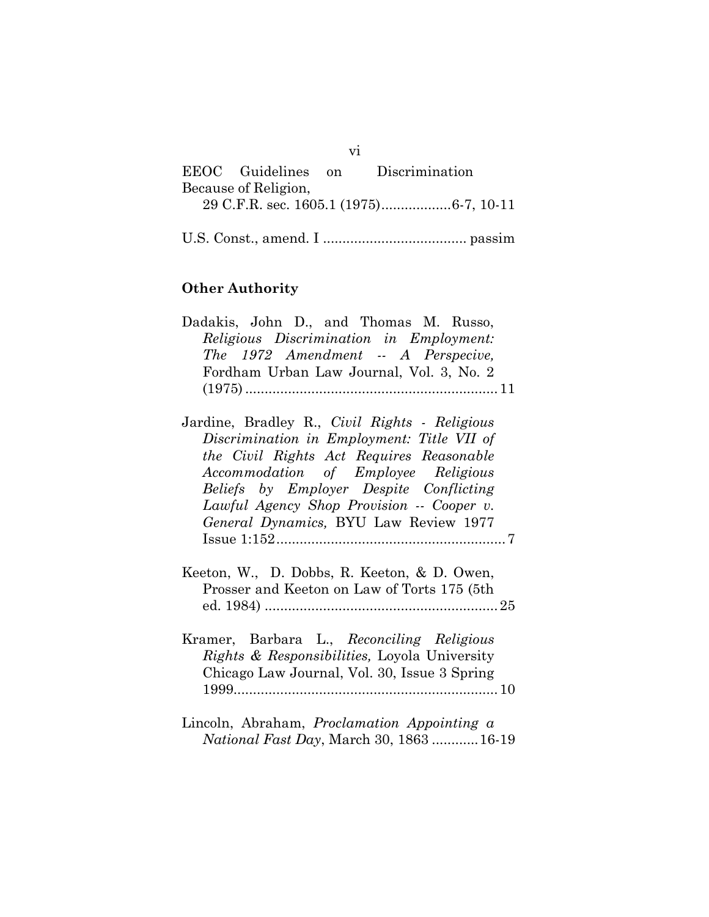EEOC Guidelines on Discrimination Because of Religion,
29 C.F.R. sec. 1605.1 (1975)..................6-7, 10-11

U.S. Const., amend. I ..................................... passim

### Other Authority

Dadakis, John D., and Thomas M. Russo, *Religious Discrimination in Employment: The 1972 Amendment -- A Perspecive,* Fordham Urban Law Journal, Vol. 3, No. 2 (1975) ................................................................. 11

Jardine, Bradley R., *Civil Rights - Religious Discrimination in Employment: Title VII of the Civil Rights Act Requires Reasonable Accommodation of Employee Religious Beliefs by Employer Despite Conflicting Lawful Agency Shop Provision -- Cooper v. General Dynamics,* BYU Law Review 1977 Issue 1:152........................................................... 7

Keeton, W., D. Dobbs, R. Keeton, & D. Owen, Prosser and Keeton on Law of Torts 175 (5th ed. 1984) ............................................................ 25

Kramer, Barbara L., *Reconciling Religious Rights & Responsibilities,* Loyola University Chicago Law Journal, Vol. 30, Issue 3 Spring 1999.................................................................... 10

Lincoln, Abraham, *Proclamation Appointing a National Fast Day*, March 30, 1863 ............16-19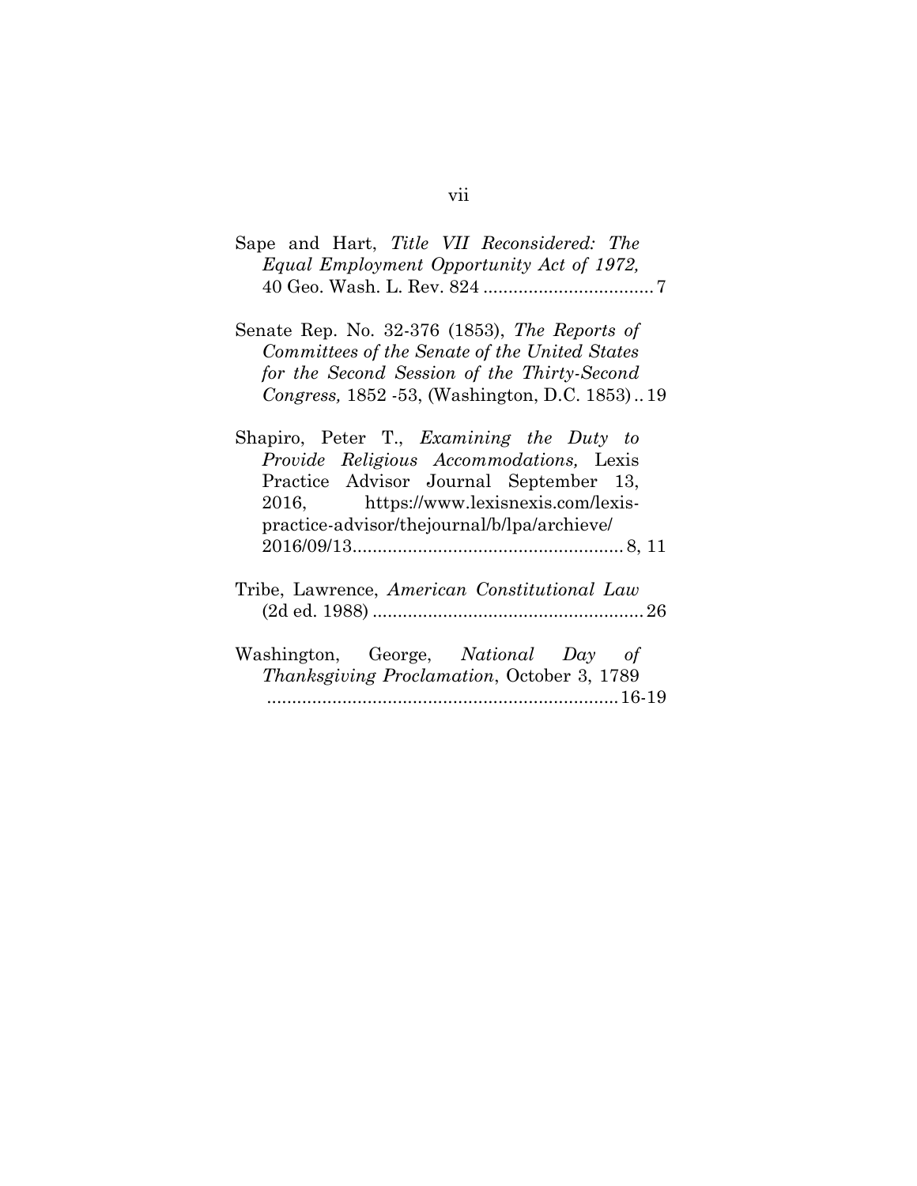Sape and Hart, *Title VII Reconsidered: The Equal Employment Opportunity Act of 1972,* 40 Geo. Wash. L. Rev. 824 .................................. 7

Senate Rep. No. 32-376 (1853), *The Reports of Committees of the Senate of the United States for the Second Session of the Thirty-Second Congress,* 1852 -53, (Washington, D.C. 1853) .. 19

Shapiro, Peter T., *Examining the Duty to Provide Religious Accommodations,* Lexis Practice Advisor Journal September 13, 2016, https://www.lexisnexis.com/lexis-practice-advisor/thejournal/b/lpa/archieve/ 2016/09/13...................................................... 8, 11

Tribe, Lawrence, *American Constitutional Law* (2d ed. 1988) ...................................................... 26

Washington, George, *National Day of Thanksgiving Proclamation*, October 3, 1789 ..................................................................... 16-19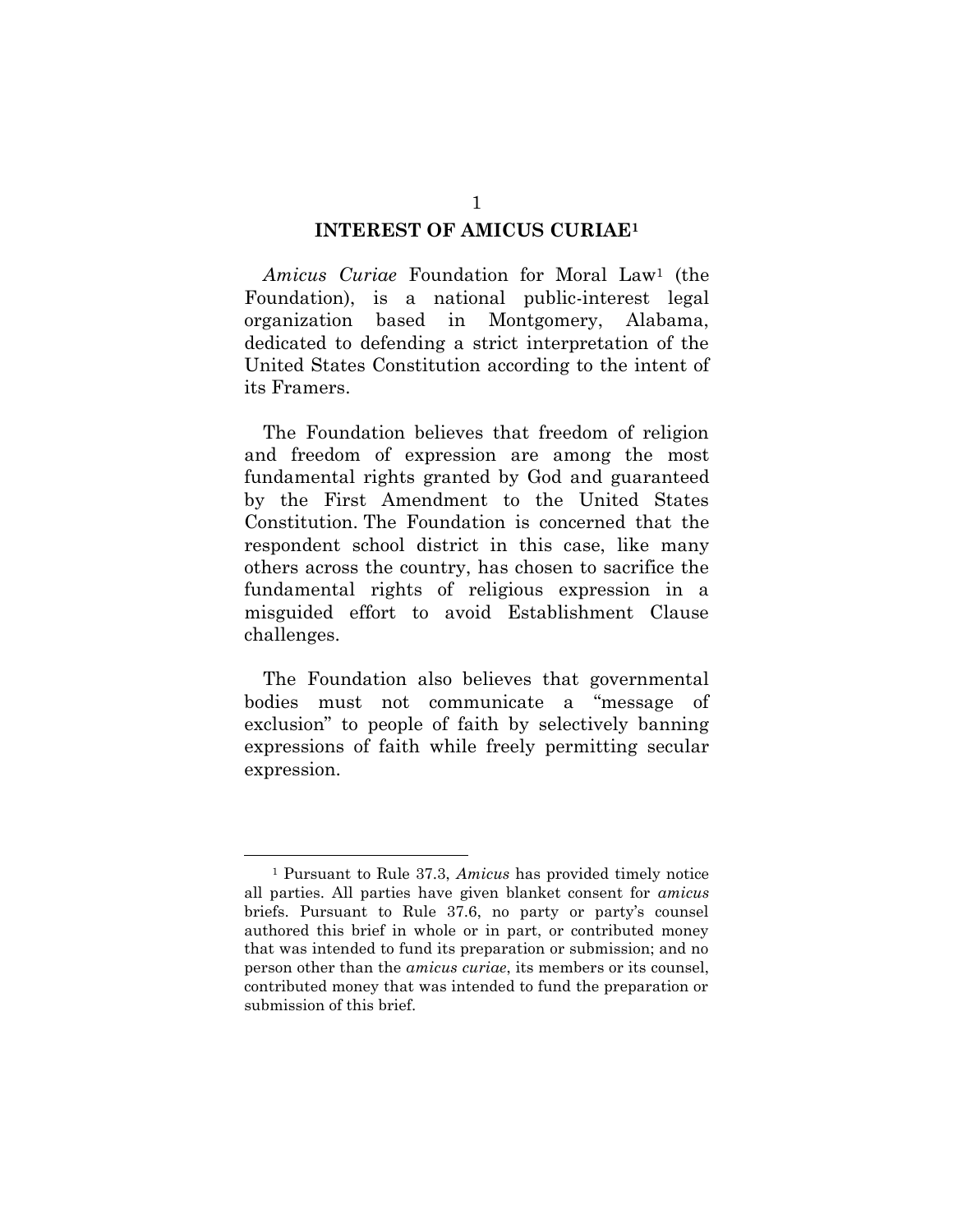## INTEREST OF AMICUS CURIAE[1]

*Amicus Curiae* Foundation for Moral Law[1] (the Foundation), is a national public-interest legal organization based in Montgomery, Alabama, dedicated to defending a strict interpretation of the United States Constitution according to the intent of its Framers.

The Foundation believes that freedom of religion and freedom of expression are among the most fundamental rights granted by God and guaranteed by the First Amendment to the United States Constitution. The Foundation is concerned that the respondent school district in this case, like many others across the country, has chosen to sacrifice the fundamental rights of religious expression in a misguided effort to avoid Establishment Clause challenges.

The Foundation also believes that governmental bodies must not communicate a "message of exclusion" to people of faith by selectively banning expressions of faith while freely permitting secular expression.

---

[1] Pursuant to Rule 37.3, *Amicus* has provided timely notice all parties. All parties have given blanket consent for *amicus* briefs. Pursuant to Rule 37.6, no party or party's counsel authored this brief in whole or in part, or contributed money that was intended to fund its preparation or submission; and no person other than the *amicus curiae*, its members or its counsel, contributed money that was intended to fund the preparation or submission of this brief.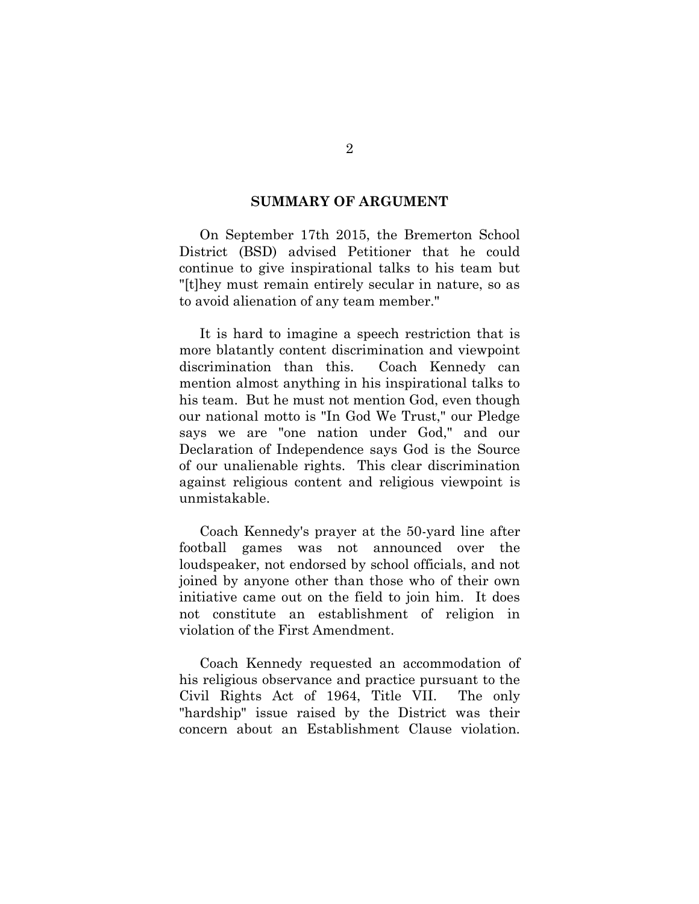## SUMMARY OF ARGUMENT

On September 17th 2015, the Bremerton School District (BSD) advised Petitioner that he could continue to give inspirational talks to his team but "[t]hey must remain entirely secular in nature, so as to avoid alienation of any team member."

It is hard to imagine a speech restriction that is more blatantly content discrimination and viewpoint discrimination than this. Coach Kennedy can mention almost anything in his inspirational talks to his team. But he must not mention God, even though our national motto is "In God We Trust," our Pledge says we are "one nation under God," and our Declaration of Independence says God is the Source of our unalienable rights. This clear discrimination against religious content and religious viewpoint is unmistakable.

Coach Kennedy's prayer at the 50-yard line after football games was not announced over the loudspeaker, not endorsed by school officials, and not joined by anyone other than those who of their own initiative came out on the field to join him. It does not constitute an establishment of religion in violation of the First Amendment.

Coach Kennedy requested an accommodation of his religious observance and practice pursuant to the Civil Rights Act of 1964, Title VII. The only "hardship" issue raised by the District was their concern about an Establishment Clause violation.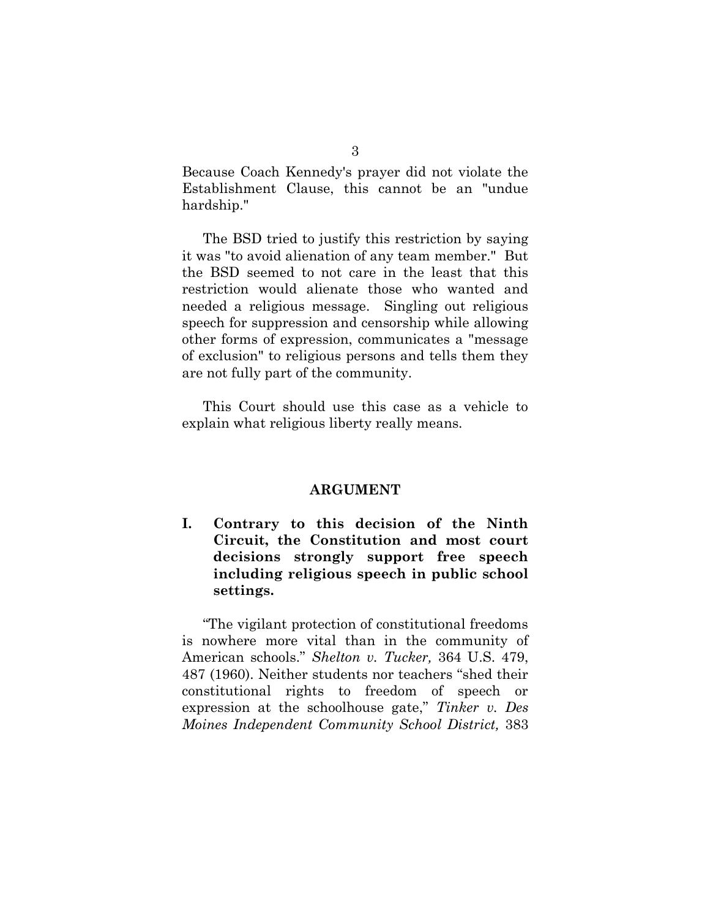Because Coach Kennedy's prayer did not violate the Establishment Clause, this cannot be an "undue hardship."

The BSD tried to justify this restriction by saying it was "to avoid alienation of any team member." But the BSD seemed to not care in the least that this restriction would alienate those who wanted and needed a religious message. Singling out religious speech for suppression and censorship while allowing other forms of expression, communicates a "message of exclusion" to religious persons and tells them they are not fully part of the community.

This Court should use this case as a vehicle to explain what religious liberty really means.

## ARGUMENT

### I. Contrary to this decision of the Ninth Circuit, the Constitution and most court decisions strongly support free speech including religious speech in public school settings.

"The vigilant protection of constitutional freedoms is nowhere more vital than in the community of American schools." *Shelton v. Tucker,* 364 U.S. 479, 487 (1960). Neither students nor teachers "shed their constitutional rights to freedom of speech or expression at the schoolhouse gate," *Tinker v. Des Moines Independent Community School District,* 383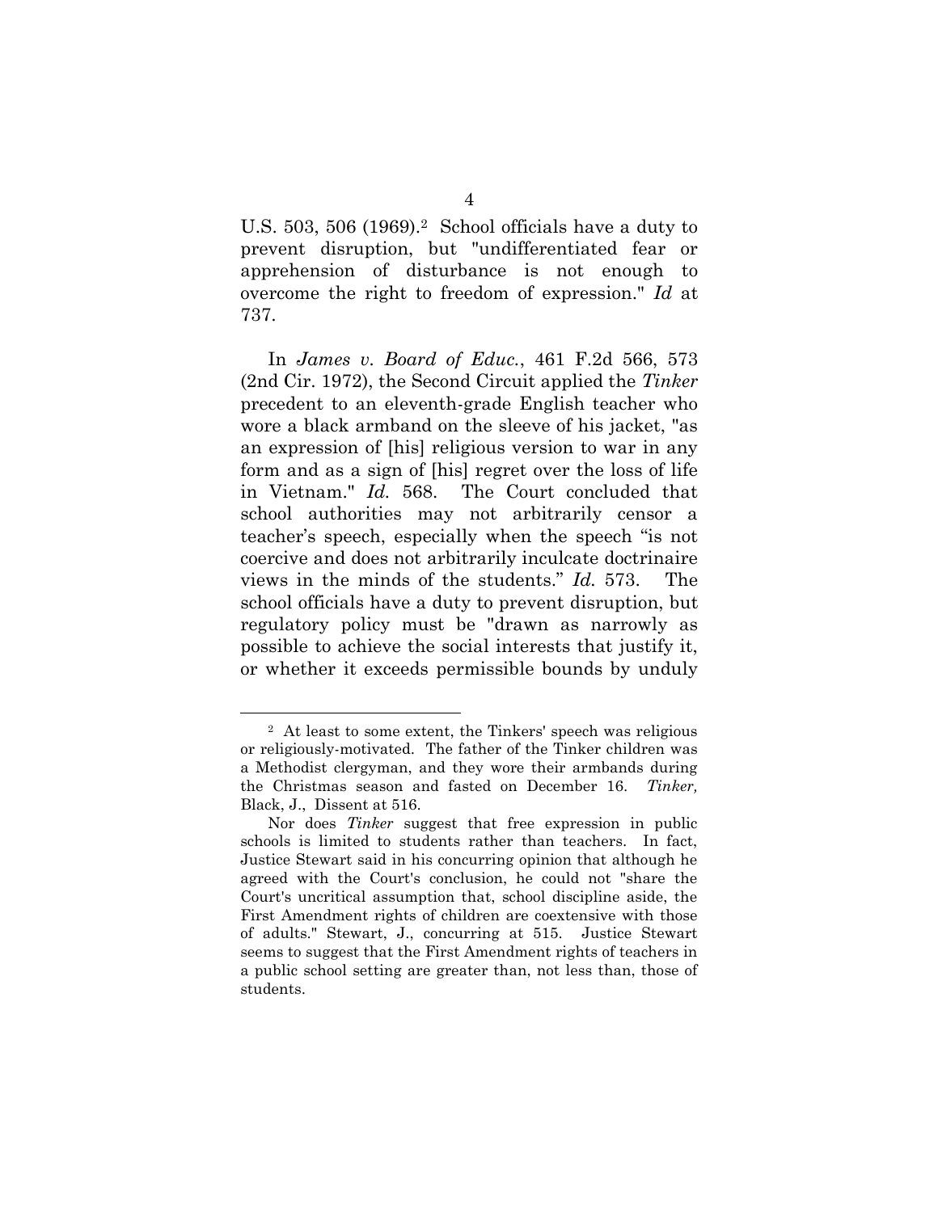U.S. 503, 506 (1969).[2] School officials have a duty to prevent disruption, but "undifferentiated fear or apprehension of disturbance is not enough to overcome the right to freedom of expression." *Id* at 737.

In *James v. Board of Educ.*, 461 F.2d 566, 573 (2nd Cir. 1972), the Second Circuit applied the *Tinker* precedent to an eleventh-grade English teacher who wore a black armband on the sleeve of his jacket, "as an expression of [his] religious version to war in any form and as a sign of [his] regret over the loss of life in Vietnam." *Id.* 568. The Court concluded that school authorities may not arbitrarily censor a teacher's speech, especially when the speech "is not coercive and does not arbitrarily inculcate doctrinaire views in the minds of the students." *Id.* 573. The school officials have a duty to prevent disruption, but regulatory policy must be "drawn as narrowly as possible to achieve the social interests that justify it, or whether it exceeds permissible bounds by unduly

---

[2] At least to some extent, the Tinkers' speech was religious or religiously-motivated. The father of the Tinker children was a Methodist clergyman, and they wore their armbands during the Christmas season and fasted on December 16. *Tinker,* Black, J., Dissent at 516.

Nor does *Tinker* suggest that free expression in public schools is limited to students rather than teachers. In fact, Justice Stewart said in his concurring opinion that although he agreed with the Court's conclusion, he could not "share the Court's uncritical assumption that, school discipline aside, the First Amendment rights of children are coextensive with those of adults." Stewart, J., concurring at 515. Justice Stewart seems to suggest that the First Amendment rights of teachers in a public school setting are greater than, not less than, those of students.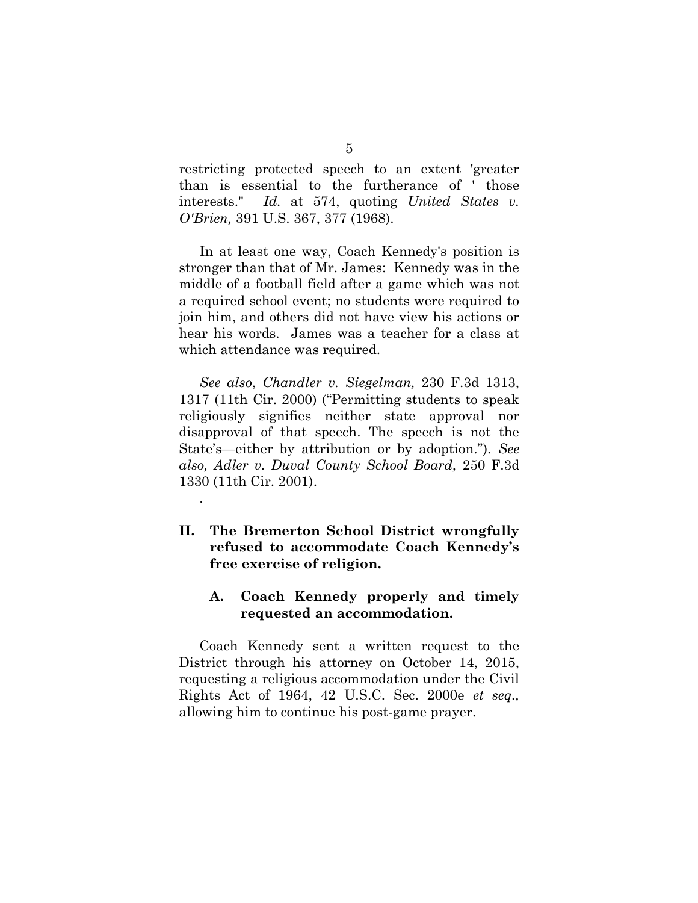restricting protected speech to an extent 'greater than is essential to the furtherance of ' those interests." *Id.* at 574, quoting *United States v. O'Brien,* 391 U.S. 367, 377 (1968).

In at least one way, Coach Kennedy's position is stronger than that of Mr. James: Kennedy was in the middle of a football field after a game which was not a required school event; no students were required to join him, and others did not have view his actions or hear his words. James was a teacher for a class at which attendance was required.

*See also*, *Chandler v. Siegelman,* 230 F.3d 1313, 1317 (11th Cir. 2000) ("Permitting students to speak religiously signifies neither state approval nor disapproval of that speech. The speech is not the State's—either by attribution or by adoption."). *See also, Adler v. Duval County School Board,* 250 F.3d 1330 (11th Cir. 2001).

.

## II. The Bremerton School District wrongfully refused to accommodate Coach Kennedy's free exercise of religion.

### A. Coach Kennedy properly and timely requested an accommodation.

Coach Kennedy sent a written request to the District through his attorney on October 14, 2015, requesting a religious accommodation under the Civil Rights Act of 1964, 42 U.S.C. Sec. 2000e *et seq.,* allowing him to continue his post-game prayer.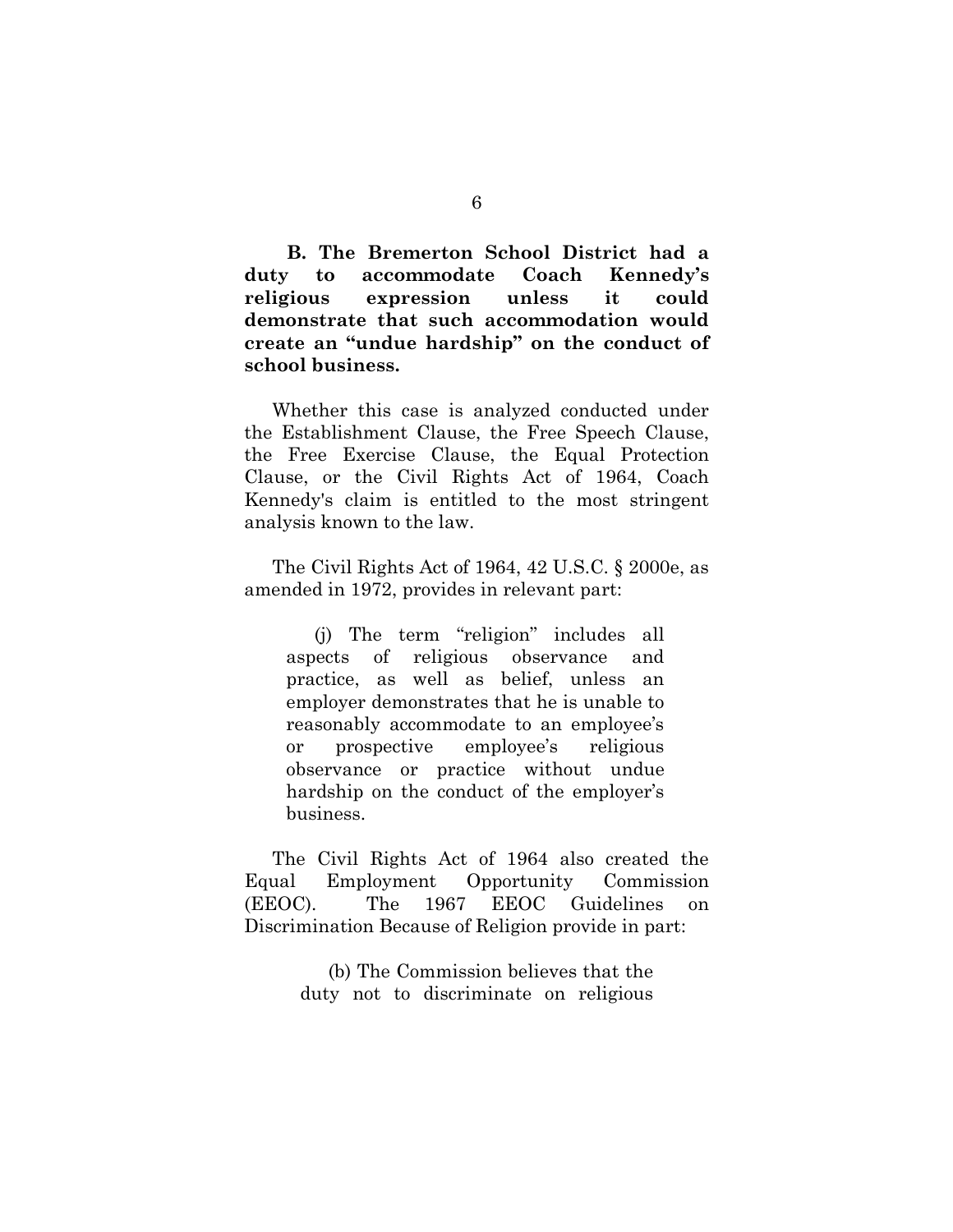**B. The Bremerton School District had a duty to accommodate Coach Kennedy's religious expression unless it could demonstrate that such accommodation would create an "undue hardship" on the conduct of school business.**

Whether this case is analyzed conducted under the Establishment Clause, the Free Speech Clause, the Free Exercise Clause, the Equal Protection Clause, or the Civil Rights Act of 1964, Coach Kennedy's claim is entitled to the most stringent analysis known to the law.

The Civil Rights Act of 1964, 42 U.S.C. § 2000e, as amended in 1972, provides in relevant part:

> (j) The term "religion" includes all aspects of religious observance and practice, as well as belief, unless an employer demonstrates that he is unable to reasonably accommodate to an employee's or prospective employee's religious observance or practice without undue hardship on the conduct of the employer's business.

The Civil Rights Act of 1964 also created the Equal Employment Opportunity Commission (EEOC). The 1967 EEOC Guidelines on Discrimination Because of Religion provide in part:

> (b) The Commission believes that the duty not to discriminate on religious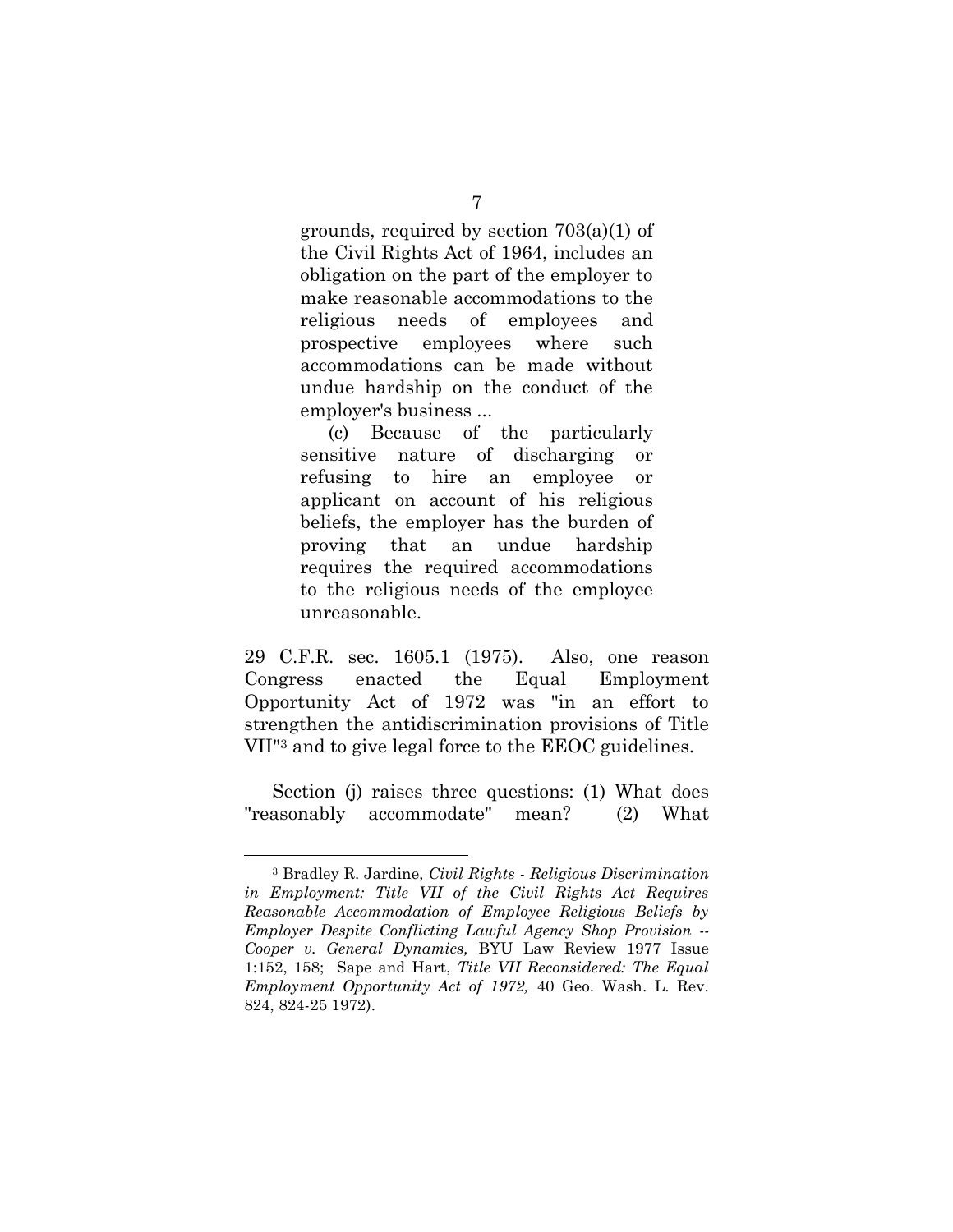> grounds, required by section 703(a)(1) of the Civil Rights Act of 1964, includes an obligation on the part of the employer to make reasonable accommodations to the religious needs of employees and prospective employees where such accommodations can be made without undue hardship on the conduct of the employer's business ...
>
> (c) Because of the particularly sensitive nature of discharging or refusing to hire an employee or applicant on account of his religious beliefs, the employer has the burden of proving that an undue hardship requires the required accommodations to the religious needs of the employee unreasonable.

29 C.F.R. sec. 1605.1 (1975). Also, one reason Congress enacted the Equal Employment Opportunity Act of 1972 was "in an effort to strengthen the antidiscrimination provisions of Title VII"[3] and to give legal force to the EEOC guidelines.

Section (j) raises three questions: (1) What does "reasonably accommodate" mean? (2) What

---

[3] Bradley R. Jardine, *Civil Rights - Religious Discrimination in Employment: Title VII of the Civil Rights Act Requires Reasonable Accommodation of Employee Religious Beliefs by Employer Despite Conflicting Lawful Agency Shop Provision -- Cooper v. General Dynamics,* BYU Law Review 1977 Issue 1:152, 158; Sape and Hart, *Title VII Reconsidered: The Equal Employment Opportunity Act of 1972,* 40 Geo. Wash. L. Rev. 824, 824-25 1972).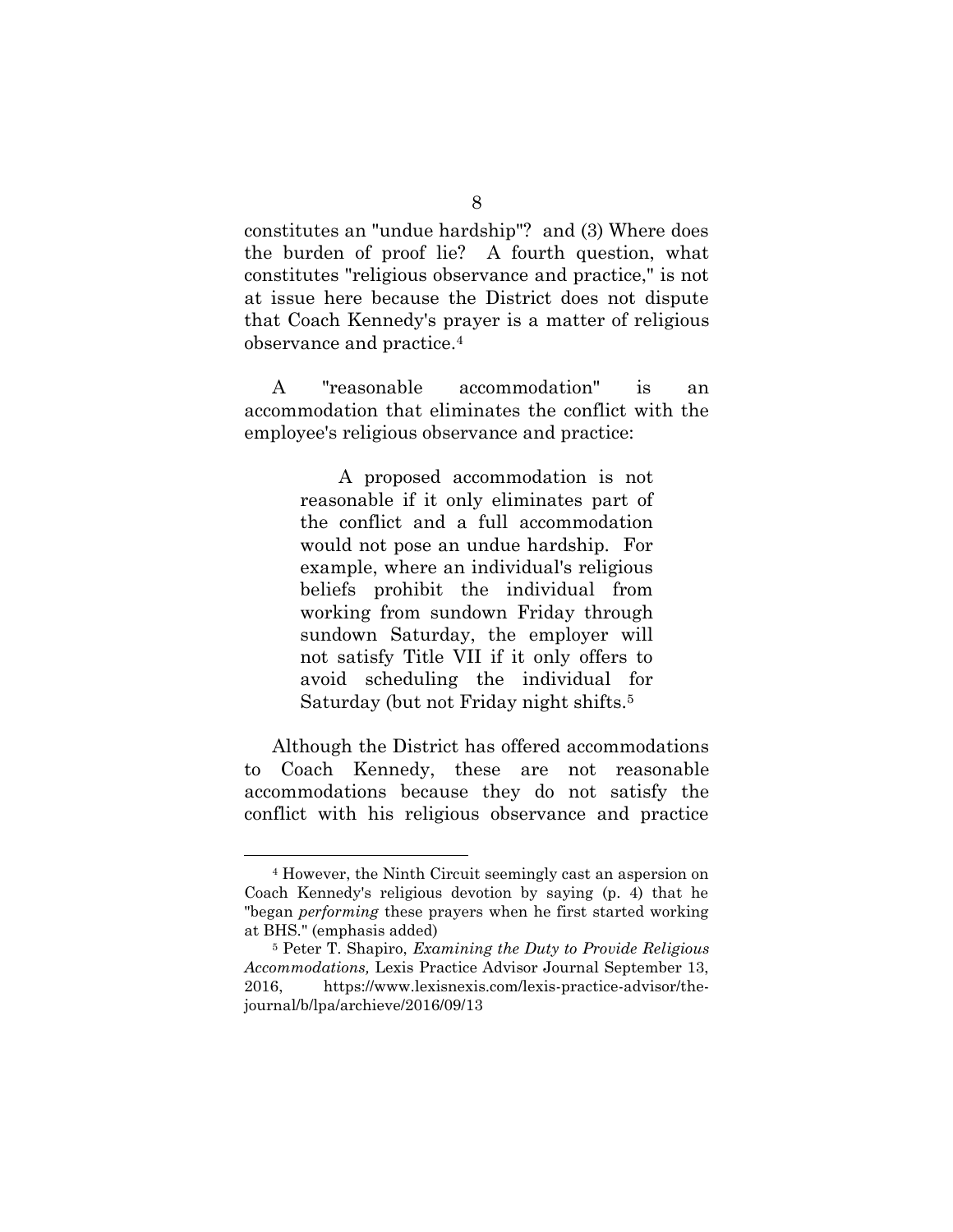constitutes an "undue hardship"? and (3) Where does the burden of proof lie? A fourth question, what constitutes "religious observance and practice," is not at issue here because the District does not dispute that Coach Kennedy's prayer is a matter of religious observance and practice.[4]

A "reasonable accommodation" is an accommodation that eliminates the conflict with the employee's religious observance and practice:

> A proposed accommodation is not reasonable if it only eliminates part of the conflict and a full accommodation would not pose an undue hardship. For example, where an individual's religious beliefs prohibit the individual from working from sundown Friday through sundown Saturday, the employer will not satisfy Title VII if it only offers to avoid scheduling the individual for Saturday (but not Friday night shifts.[5]

Although the District has offered accommodations to Coach Kennedy, these are not reasonable accommodations because they do not satisfy the conflict with his religious observance and practice

---

[4] However, the Ninth Circuit seemingly cast an aspersion on Coach Kennedy's religious devotion by saying (p. 4) that he "began *performing* these prayers when he first started working at BHS." (emphasis added)

[5] Peter T. Shapiro, *Examining the Duty to Provide Religious Accommodations,* Lexis Practice Advisor Journal September 13, 2016, https://www.lexisnexis.com/lexis-practice-advisor/the-journal/b/lpa/archieve/2016/09/13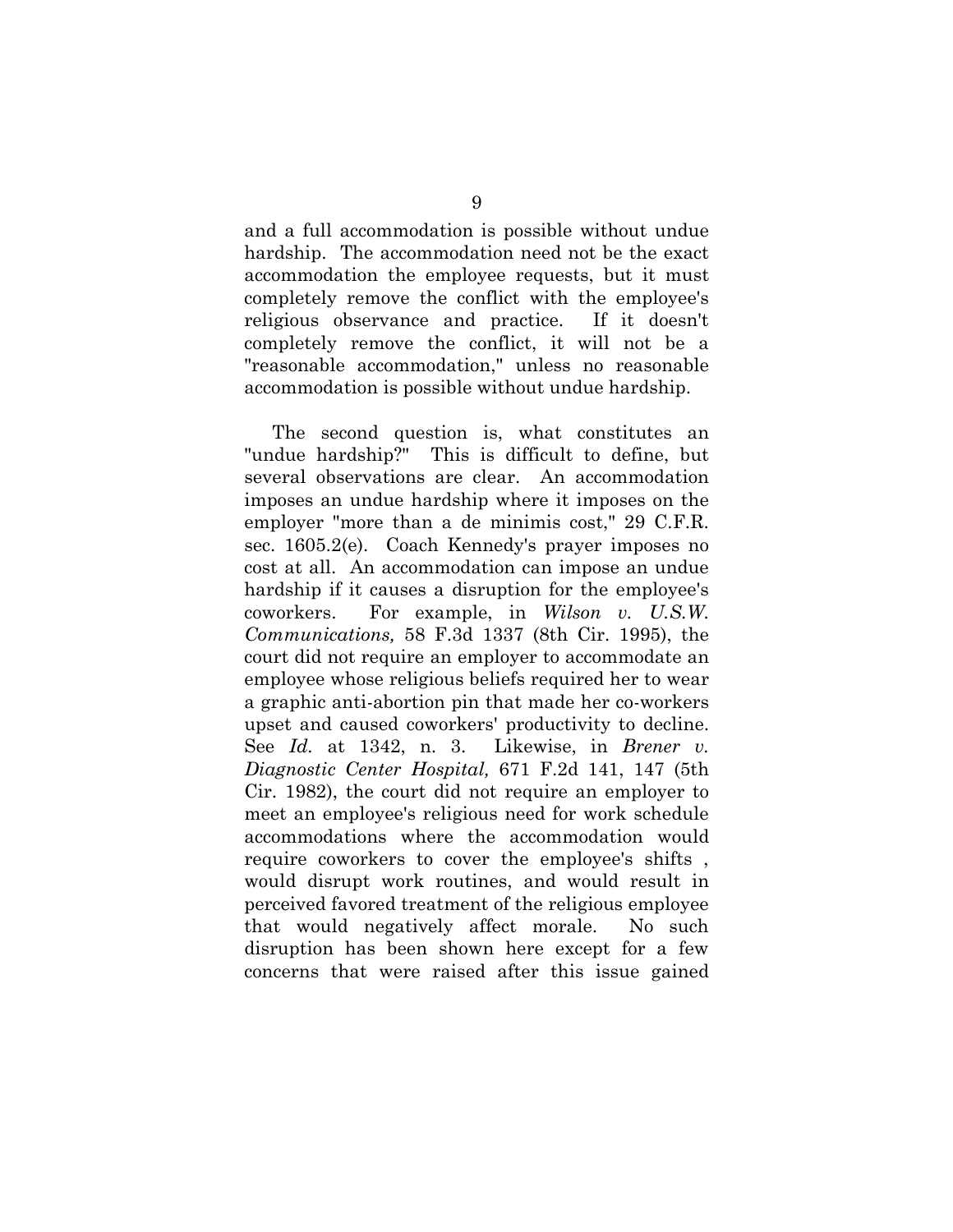and a full accommodation is possible without undue hardship. The accommodation need not be the exact accommodation the employee requests, but it must completely remove the conflict with the employee's religious observance and practice. If it doesn't completely remove the conflict, it will not be a "reasonable accommodation," unless no reasonable accommodation is possible without undue hardship.

The second question is, what constitutes an "undue hardship?" This is difficult to define, but several observations are clear. An accommodation imposes an undue hardship where it imposes on the employer "more than a de minimis cost," 29 C.F.R. sec. 1605.2(e). Coach Kennedy's prayer imposes no cost at all. An accommodation can impose an undue hardship if it causes a disruption for the employee's coworkers. For example, in *Wilson v. U.S.W. Communications,* 58 F.3d 1337 (8th Cir. 1995), the court did not require an employer to accommodate an employee whose religious beliefs required her to wear a graphic anti-abortion pin that made her co-workers upset and caused coworkers' productivity to decline. See *Id.* at 1342, n. 3. Likewise, in *Brener v. Diagnostic Center Hospital,* 671 F.2d 141, 147 (5th Cir. 1982), the court did not require an employer to meet an employee's religious need for work schedule accommodations where the accommodation would require coworkers to cover the employee's shifts , would disrupt work routines, and would result in perceived favored treatment of the religious employee that would negatively affect morale. No such disruption has been shown here except for a few concerns that were raised after this issue gained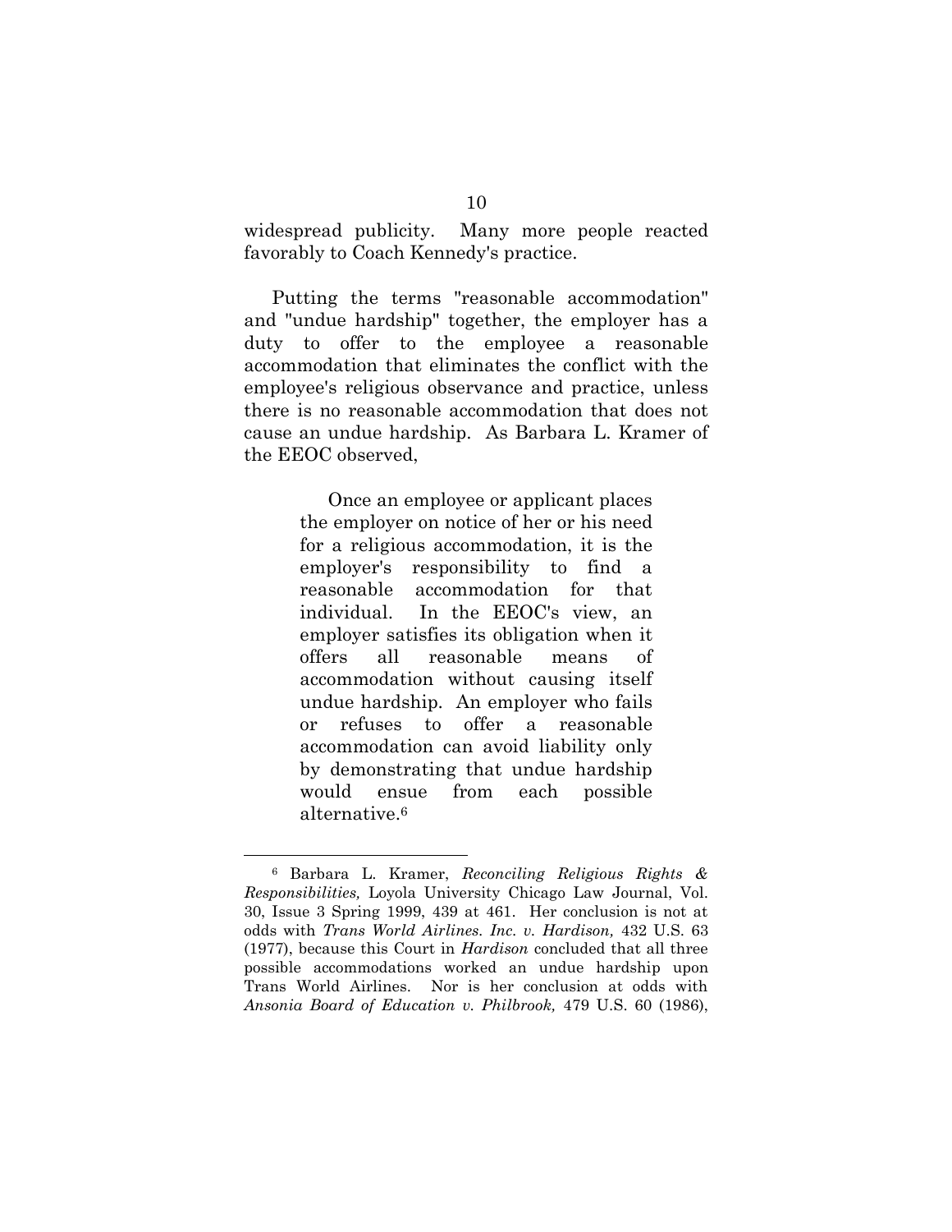widespread publicity. Many more people reacted favorably to Coach Kennedy's practice.

Putting the terms "reasonable accommodation" and "undue hardship" together, the employer has a duty to offer to the employee a reasonable accommodation that eliminates the conflict with the employee's religious observance and practice, unless there is no reasonable accommodation that does not cause an undue hardship. As Barbara L. Kramer of the EEOC observed,

> Once an employee or applicant places the employer on notice of her or his need for a religious accommodation, it is the employer's responsibility to find a reasonable accommodation for that individual. In the EEOC's view, an employer satisfies its obligation when it offers all reasonable means of accommodation without causing itself undue hardship. An employer who fails or refuses to offer a reasonable accommodation can avoid liability only by demonstrating that undue hardship would ensue from each possible alternative.[6]

---

[6] Barbara L. Kramer, *Reconciling Religious Rights & Responsibilities,* Loyola University Chicago Law Journal, Vol. 30, Issue 3 Spring 1999, 439 at 461. Her conclusion is not at odds with *Trans World Airlines. Inc. v. Hardison,* 432 U.S. 63 (1977), because this Court in *Hardison* concluded that all three possible accommodations worked an undue hardship upon Trans World Airlines. Nor is her conclusion at odds with *Ansonia Board of Education v. Philbrook,* 479 U.S. 60 (1986),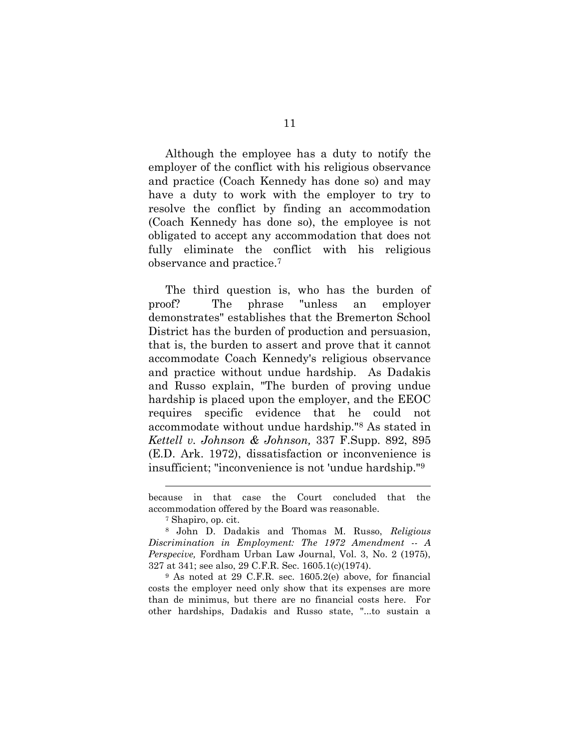Although the employee has a duty to notify the employer of the conflict with his religious observance and practice (Coach Kennedy has done so) and may have a duty to work with the employer to try to resolve the conflict by finding an accommodation (Coach Kennedy has done so), the employee is not obligated to accept any accommodation that does not fully eliminate the conflict with his religious observance and practice.[7]

The third question is, who has the burden of proof? The phrase "unless an employer demonstrates" establishes that the Bremerton School District has the burden of production and persuasion, that is, the burden to assert and prove that it cannot accommodate Coach Kennedy's religious observance and practice without undue hardship. As Dadakis and Russo explain, "The burden of proving undue hardship is placed upon the employer, and the EEOC requires specific evidence that he could not accommodate without undue hardship."[8] As stated in *Kettell v. Johnson & Johnson,* 337 F.Supp. 892, 895 (E.D. Ark. 1972), dissatisfaction or inconvenience is insufficient; "inconvenience is not 'undue hardship."[9]

---

because in that case the Court concluded that the accommodation offered by the Board was reasonable.

[7] Shapiro, op. cit.

[8] John D. Dadakis and Thomas M. Russo, *Religious Discrimination in Employment: The 1972 Amendment -- A Perspecive,* Fordham Urban Law Journal, Vol. 3, No. 2 (1975), 327 at 341; see also, 29 C.F.R. Sec. 1605.1(c)(1974).

[9] As noted at 29 C.F.R. sec. 1605.2(e) above, for financial costs the employer need only show that its expenses are more than de minimus, but there are no financial costs here. For other hardships, Dadakis and Russo state, "...to sustain a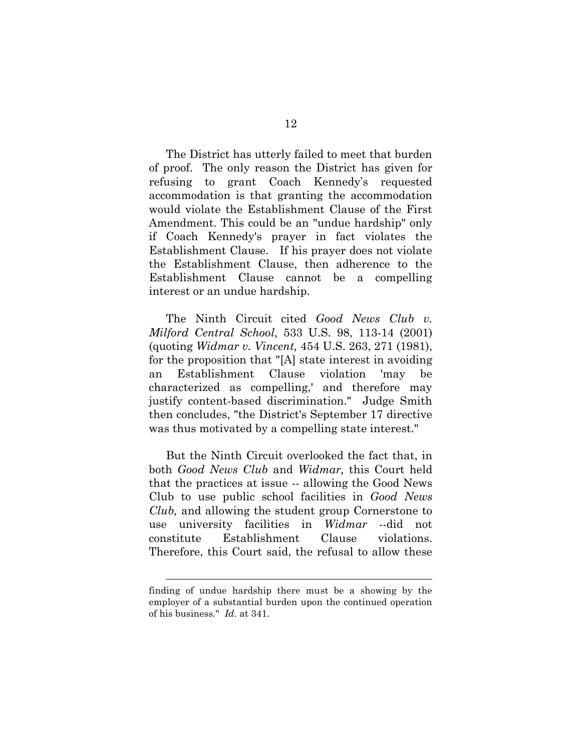The District has utterly failed to meet that burden of proof. The only reason the District has given for refusing to grant Coach Kennedy's requested accommodation is that granting the accommodation would violate the Establishment Clause of the First Amendment. This could be an "undue hardship" only if Coach Kennedy's prayer in fact violates the Establishment Clause. If his prayer does not violate the Establishment Clause, then adherence to the Establishment Clause cannot be a compelling interest or an undue hardship.

The Ninth Circuit cited *Good News Club v. Milford Central School,* 533 U.S. 98, 113-14 (2001) (quoting *Widmar v. Vincent,* 454 U.S. 263, 271 (1981), for the proposition that "[A] state interest in avoiding an Establishment Clause violation 'may be characterized as compelling,' and therefore may justify content-based discrimination." Judge Smith then concludes, "the District's September 17 directive was thus motivated by a compelling state interest."

But the Ninth Circuit overlooked the fact that, in both *Good News Club* and *Widmar,* this Court held that the practices at issue -- allowing the Good News Club to use public school facilities in *Good News Club,* and allowing the student group Cornerstone to use university facilities in *Widmar* --did not constitute Establishment Clause violations. Therefore, this Court said, the refusal to allow these

---

finding of undue hardship there must be a showing by the employer of a substantial burden upon the continued operation of his business." *Id.* at 341.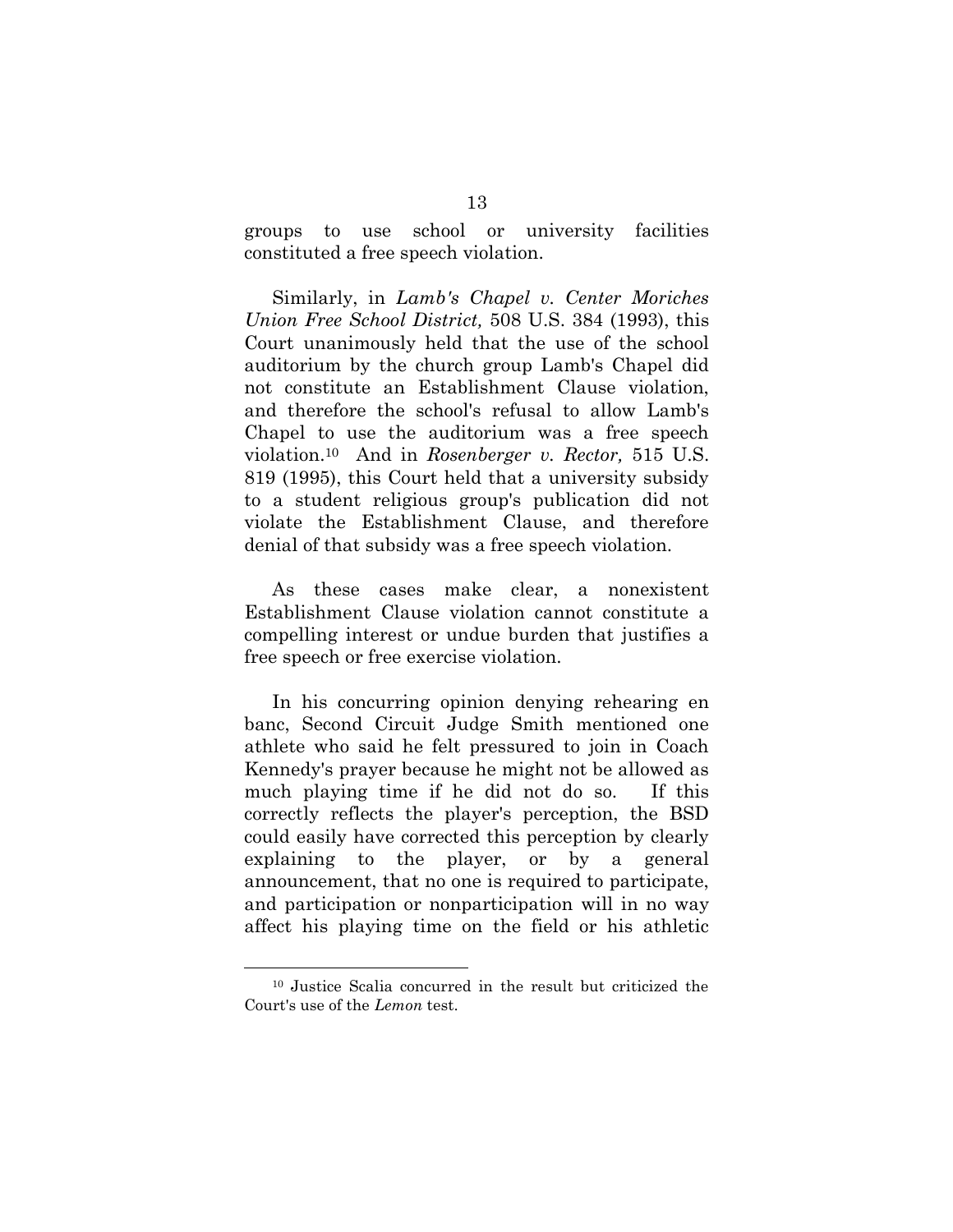groups to use school or university facilities constituted a free speech violation.

Similarly, in *Lamb's Chapel v. Center Moriches Union Free School District,* 508 U.S. 384 (1993), this Court unanimously held that the use of the school auditorium by the church group Lamb's Chapel did not constitute an Establishment Clause violation, and therefore the school's refusal to allow Lamb's Chapel to use the auditorium was a free speech violation.[10] And in *Rosenberger v. Rector,* 515 U.S. 819 (1995), this Court held that a university subsidy to a student religious group's publication did not violate the Establishment Clause, and therefore denial of that subsidy was a free speech violation.

As these cases make clear, a nonexistent Establishment Clause violation cannot constitute a compelling interest or undue burden that justifies a free speech or free exercise violation.

In his concurring opinion denying rehearing en banc, Second Circuit Judge Smith mentioned one athlete who said he felt pressured to join in Coach Kennedy's prayer because he might not be allowed as much playing time if he did not do so. If this correctly reflects the player's perception, the BSD could easily have corrected this perception by clearly explaining to the player, or by a general announcement, that no one is required to participate, and participation or nonparticipation will in no way affect his playing time on the field or his athletic

[10] Justice Scalia concurred in the result but criticized the Court's use of the *Lemon* test.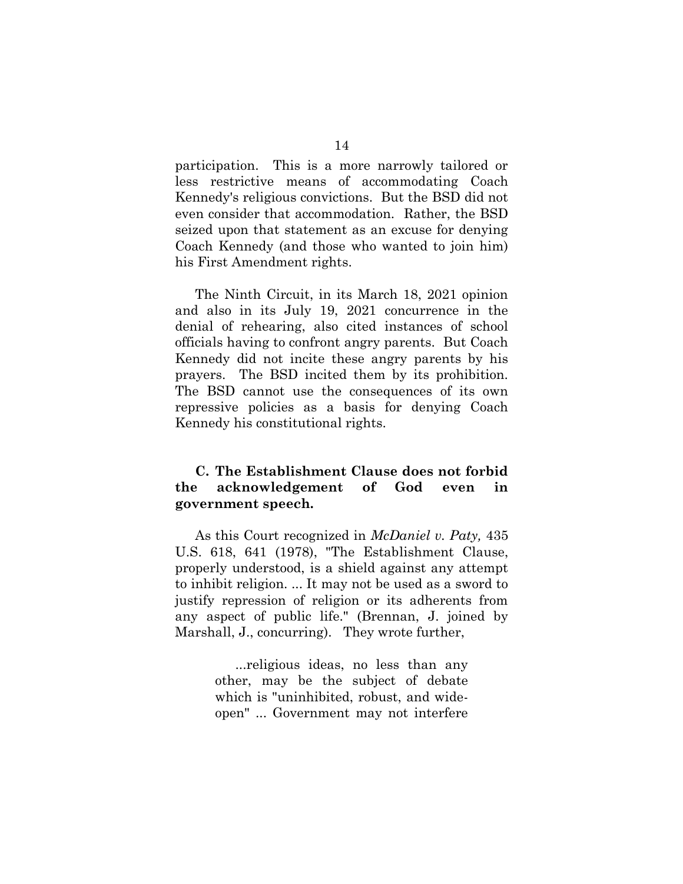participation. This is a more narrowly tailored or less restrictive means of accommodating Coach Kennedy's religious convictions. But the BSD did not even consider that accommodation. Rather, the BSD seized upon that statement as an excuse for denying Coach Kennedy (and those who wanted to join him) his First Amendment rights.

The Ninth Circuit, in its March 18, 2021 opinion and also in its July 19, 2021 concurrence in the denial of rehearing, also cited instances of school officials having to confront angry parents. But Coach Kennedy did not incite these angry parents by his prayers. The BSD incited them by its prohibition. The BSD cannot use the consequences of its own repressive policies as a basis for denying Coach Kennedy his constitutional rights.

### C. The Establishment Clause does not forbid the acknowledgement of God even in government speech.

As this Court recognized in *McDaniel v. Paty,* 435 U.S. 618, 641 (1978), "The Establishment Clause, properly understood, is a shield against any attempt to inhibit religion. ... It may not be used as a sword to justify repression of religion or its adherents from any aspect of public life." (Brennan, J. joined by Marshall, J., concurring). They wrote further,

> ...religious ideas, no less than any other, may be the subject of debate which is "uninhibited, robust, and wide-open" ... Government may not interfere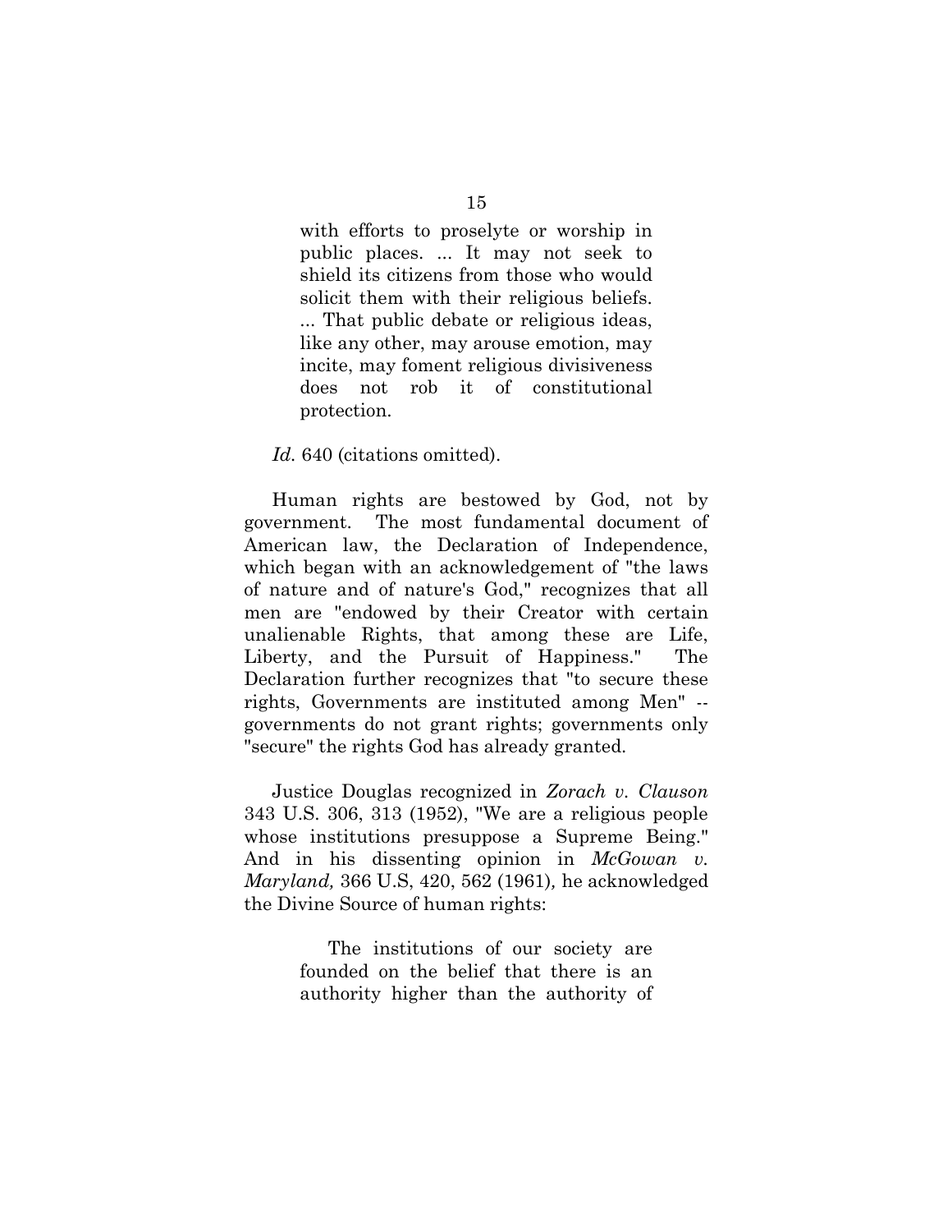> with efforts to proselyte or worship in public places. ... It may not seek to shield its citizens from those who would solicit them with their religious beliefs. ... That public debate or religious ideas, like any other, may arouse emotion, may incite, may foment religious divisiveness does not rob it of constitutional protection.

*Id.* 640 (citations omitted).

Human rights are bestowed by God, not by government. The most fundamental document of American law, the Declaration of Independence, which began with an acknowledgement of "the laws of nature and of nature's God," recognizes that all men are "endowed by their Creator with certain unalienable Rights, that among these are Life, Liberty, and the Pursuit of Happiness." The Declaration further recognizes that "to secure these rights, Governments are instituted among Men" -- governments do not grant rights; governments only "secure" the rights God has already granted.

Justice Douglas recognized in *Zorach v. Clauson* 343 U.S. 306, 313 (1952), "We are a religious people whose institutions presuppose a Supreme Being." And in his dissenting opinion in *McGowan v. Maryland,* 366 U.S, 420, 562 (1961), he acknowledged the Divine Source of human rights:

> The institutions of our society are founded on the belief that there is an authority higher than the authority of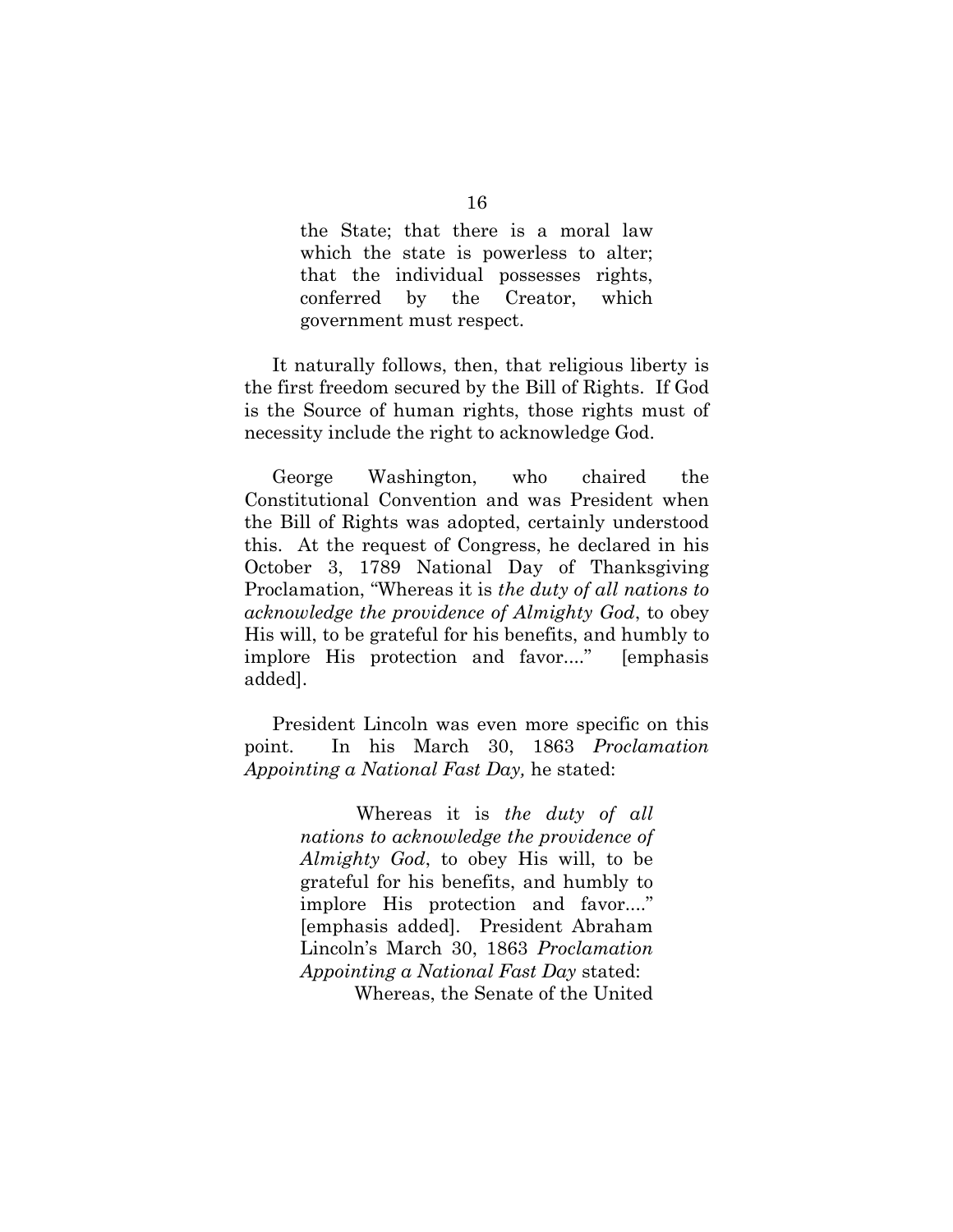> the State; that there is a moral law which the state is powerless to alter; that the individual possesses rights, conferred by the Creator, which government must respect.

It naturally follows, then, that religious liberty is the first freedom secured by the Bill of Rights. If God is the Source of human rights, those rights must of necessity include the right to acknowledge God.

George Washington, who chaired the Constitutional Convention and was President when the Bill of Rights was adopted, certainly understood this. At the request of Congress, he declared in his October 3, 1789 National Day of Thanksgiving Proclamation, "Whereas it is *the duty of all nations to acknowledge the providence of Almighty God*, to obey His will, to be grateful for his benefits, and humbly to implore His protection and favor...." [emphasis added].

President Lincoln was even more specific on this point. In his March 30, 1863 *Proclamation Appointing a National Fast Day,* he stated:

> Whereas it is *the duty of all nations to acknowledge the providence of Almighty God*, to obey His will, to be grateful for his benefits, and humbly to implore His protection and favor...." [emphasis added]. President Abraham Lincoln's March 30, 1863 *Proclamation Appointing a National Fast Day* stated:
>
> Whereas, the Senate of the United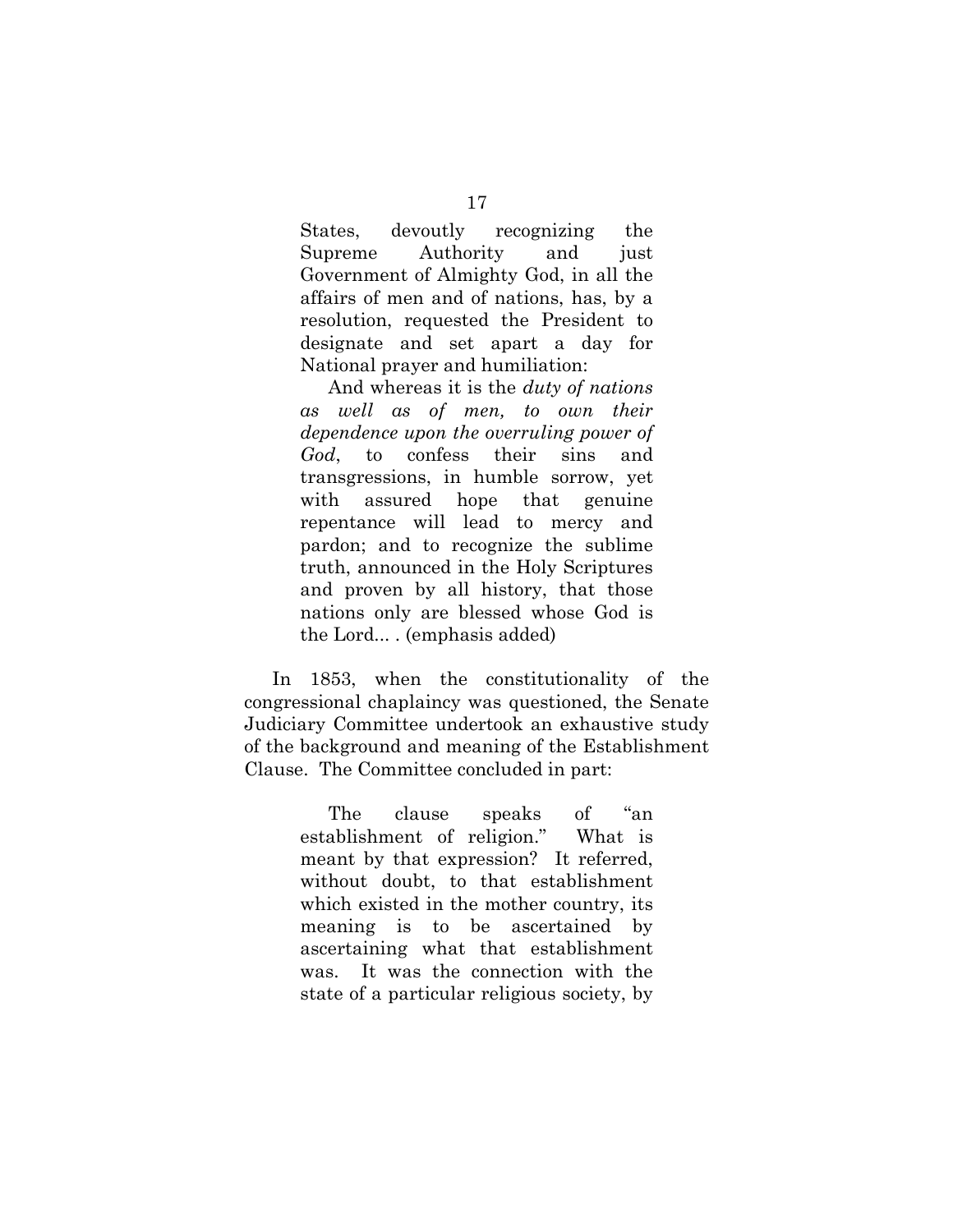> States, devoutly recognizing the Supreme Authority and just Government of Almighty God, in all the affairs of men and of nations, has, by a resolution, requested the President to designate and set apart a day for National prayer and humiliation:
>
> And whereas it is the *duty of nations as well as of men, to own their dependence upon the overruling power of God*, to confess their sins and transgressions, in humble sorrow, yet with assured hope that genuine repentance will lead to mercy and pardon; and to recognize the sublime truth, announced in the Holy Scriptures and proven by all history, that those nations only are blessed whose God is the Lord... . (emphasis added)

In 1853, when the constitutionality of the congressional chaplaincy was questioned, the Senate Judiciary Committee undertook an exhaustive study of the background and meaning of the Establishment Clause. The Committee concluded in part:

> The clause speaks of "an establishment of religion." What is meant by that expression? It referred, without doubt, to that establishment which existed in the mother country, its meaning is to be ascertained by ascertaining what that establishment was. It was the connection with the state of a particular religious society, by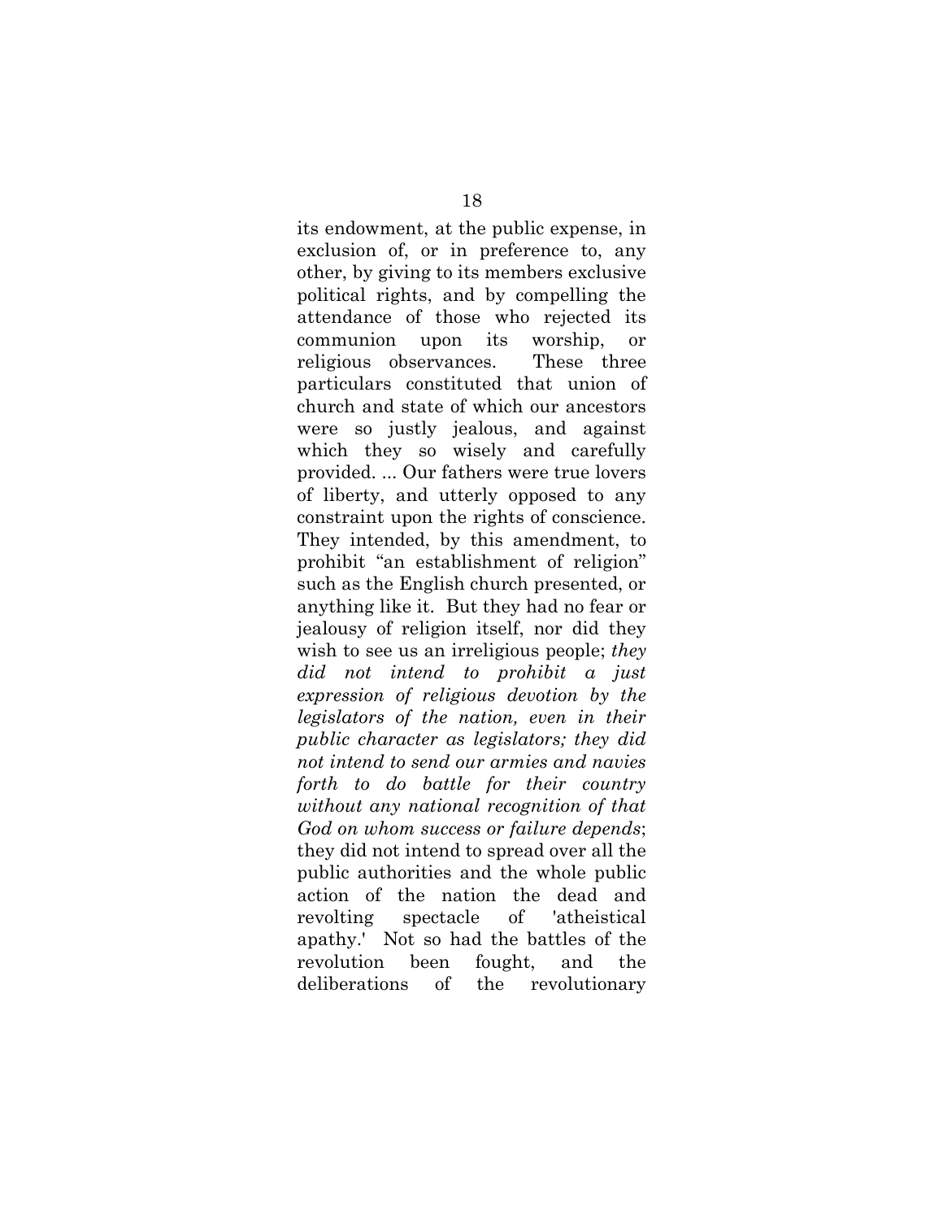its endowment, at the public expense, in exclusion of, or in preference to, any other, by giving to its members exclusive political rights, and by compelling the attendance of those who rejected its communion upon its worship, or religious observances. These three particulars constituted that union of church and state of which our ancestors were so justly jealous, and against which they so wisely and carefully provided. ... Our fathers were true lovers of liberty, and utterly opposed to any constraint upon the rights of conscience. They intended, by this amendment, to prohibit "an establishment of religion" such as the English church presented, or anything like it. But they had no fear or jealousy of religion itself, nor did they wish to see us an irreligious people; *they did not intend to prohibit a just expression of religious devotion by the legislators of the nation, even in their public character as legislators; they did not intend to send our armies and navies forth to do battle for their country without any national recognition of that God on whom success or failure depends*; they did not intend to spread over all the public authorities and the whole public action of the nation the dead and revolting spectacle of 'atheistical apathy.' Not so had the battles of the revolution been fought, and the deliberations of the revolutionary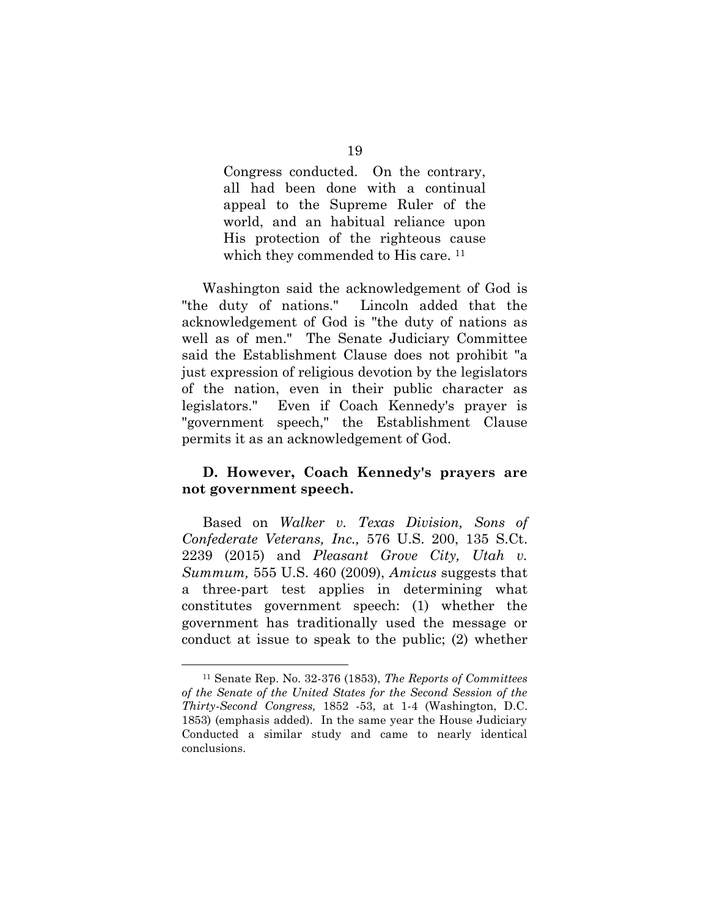> Congress conducted. On the contrary, all had been done with a continual appeal to the Supreme Ruler of the world, and an habitual reliance upon His protection of the righteous cause which they commended to His care. [11]

Washington said the acknowledgement of God is "the duty of nations." Lincoln added that the acknowledgement of God is "the duty of nations as well as of men." The Senate Judiciary Committee said the Establishment Clause does not prohibit "a just expression of religious devotion by the legislators of the nation, even in their public character as legislators." Even if Coach Kennedy's prayer is "government speech," the Establishment Clause permits it as an acknowledgement of God.

**D. However, Coach Kennedy's prayers are not government speech.**

Based on *Walker v. Texas Division, Sons of Confederate Veterans, Inc.,* 576 U.S. 200, 135 S.Ct. 2239 (2015) and *Pleasant Grove City, Utah v. Summum,* 555 U.S. 460 (2009), *Amicus* suggests that a three-part test applies in determining what constitutes government speech: (1) whether the government has traditionally used the message or conduct at issue to speak to the public; (2) whether

---

[11] Senate Rep. No. 32-376 (1853), *The Reports of Committees of the Senate of the United States for the Second Session of the Thirty-Second Congress,* 1852 -53, at 1-4 (Washington, D.C. 1853) (emphasis added). In the same year the House Judiciary Conducted a similar study and came to nearly identical conclusions.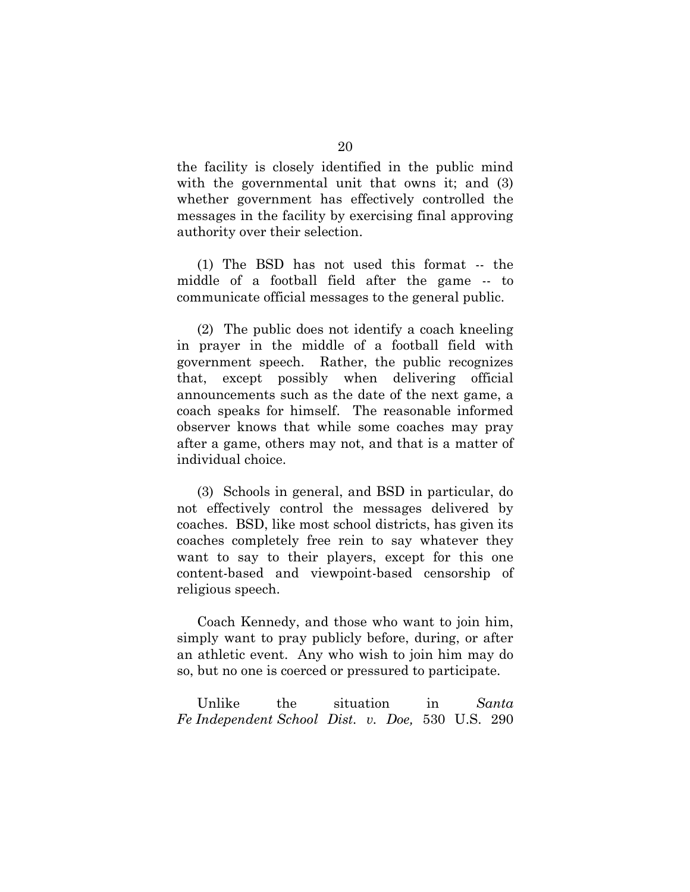the facility is closely identified in the public mind with the governmental unit that owns it; and (3) whether government has effectively controlled the messages in the facility by exercising final approving authority over their selection.

(1) The BSD has not used this format -- the middle of a football field after the game -- to communicate official messages to the general public.

(2) The public does not identify a coach kneeling in prayer in the middle of a football field with government speech. Rather, the public recognizes that, except possibly when delivering official announcements such as the date of the next game, a coach speaks for himself. The reasonable informed observer knows that while some coaches may pray after a game, others may not, and that is a matter of individual choice.

(3) Schools in general, and BSD in particular, do not effectively control the messages delivered by coaches. BSD, like most school districts, has given its coaches completely free rein to say whatever they want to say to their players, except for this one content-based and viewpoint-based censorship of religious speech.

Coach Kennedy, and those who want to join him, simply want to pray publicly before, during, or after an athletic event. Any who wish to join him may do so, but no one is coerced or pressured to participate.

Unlike the situation in *Santa Fe Independent School Dist. v. Doe,* 530 U.S. 290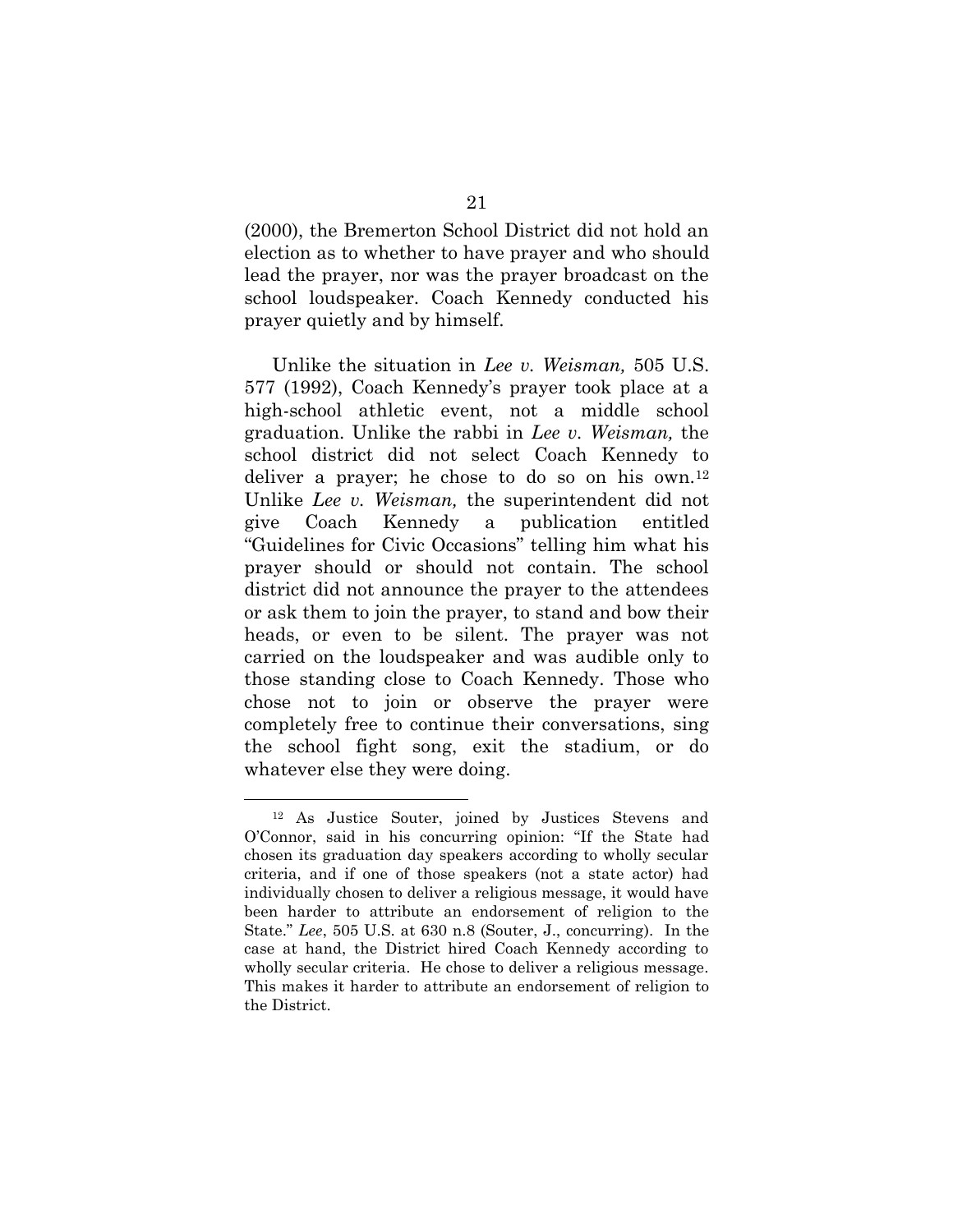(2000), the Bremerton School District did not hold an election as to whether to have prayer and who should lead the prayer, nor was the prayer broadcast on the school loudspeaker. Coach Kennedy conducted his prayer quietly and by himself.

Unlike the situation in *Lee v. Weisman,* 505 U.S. 577 (1992), Coach Kennedy's prayer took place at a high-school athletic event, not a middle school graduation. Unlike the rabbi in *Lee v. Weisman,* the school district did not select Coach Kennedy to deliver a prayer; he chose to do so on his own.[12] Unlike *Lee v. Weisman,* the superintendent did not give Coach Kennedy a publication entitled "Guidelines for Civic Occasions" telling him what his prayer should or should not contain. The school district did not announce the prayer to the attendees or ask them to join the prayer, to stand and bow their heads, or even to be silent. The prayer was not carried on the loudspeaker and was audible only to those standing close to Coach Kennedy. Those who chose not to join or observe the prayer were completely free to continue their conversations, sing the school fight song, exit the stadium, or do whatever else they were doing.

---

[12] As Justice Souter, joined by Justices Stevens and O'Connor, said in his concurring opinion: "If the State had chosen its graduation day speakers according to wholly secular criteria, and if one of those speakers (not a state actor) had individually chosen to deliver a religious message, it would have been harder to attribute an endorsement of religion to the State." *Lee*, 505 U.S. at 630 n.8 (Souter, J., concurring). In the case at hand, the District hired Coach Kennedy according to wholly secular criteria. He chose to deliver a religious message. This makes it harder to attribute an endorsement of religion to the District.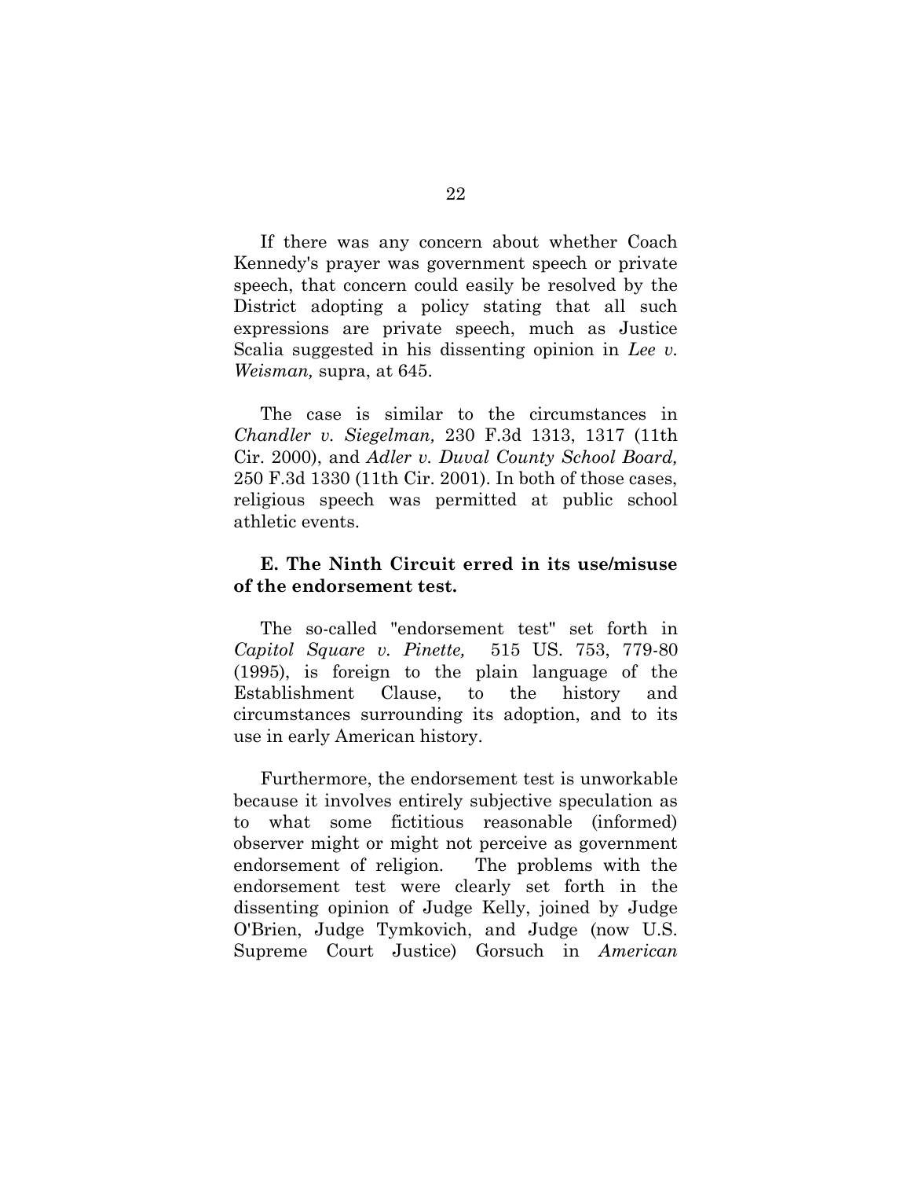If there was any concern about whether Coach Kennedy's prayer was government speech or private speech, that concern could easily be resolved by the District adopting a policy stating that all such expressions are private speech, much as Justice Scalia suggested in his dissenting opinion in *Lee v. Weisman,* supra, at 645.

The case is similar to the circumstances in *Chandler v. Siegelman,* 230 F.3d 1313, 1317 (11th Cir. 2000), and *Adler v. Duval County School Board,* 250 F.3d 1330 (11th Cir. 2001). In both of those cases, religious speech was permitted at public school athletic events.

### E. The Ninth Circuit erred in its use/misuse of the endorsement test.

The so-called "endorsement test" set forth in *Capitol Square v. Pinette,* 515 US. 753, 779-80 (1995), is foreign to the plain language of the Establishment Clause, to the history and circumstances surrounding its adoption, and to its use in early American history.

Furthermore, the endorsement test is unworkable because it involves entirely subjective speculation as to what some fictitious reasonable (informed) observer might or might not perceive as government endorsement of religion. The problems with the endorsement test were clearly set forth in the dissenting opinion of Judge Kelly, joined by Judge O'Brien, Judge Tymkovich, and Judge (now U.S. Supreme Court Justice) Gorsuch in *American*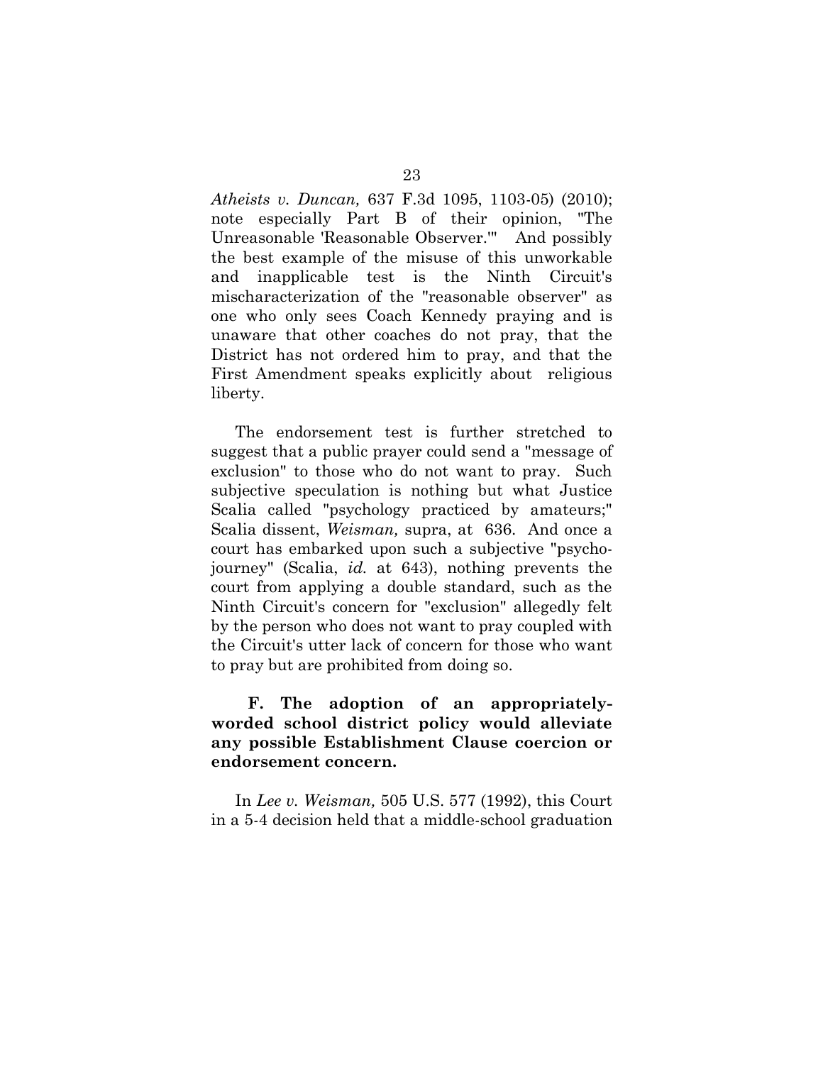*Atheists v. Duncan,* 637 F.3d 1095, 1103-05) (2010); note especially Part B of their opinion, "The Unreasonable 'Reasonable Observer.'" And possibly the best example of the misuse of this unworkable and inapplicable test is the Ninth Circuit's mischaracterization of the "reasonable observer" as one who only sees Coach Kennedy praying and is unaware that other coaches do not pray, that the District has not ordered him to pray, and that the First Amendment speaks explicitly about religious liberty.

The endorsement test is further stretched to suggest that a public prayer could send a "message of exclusion" to those who do not want to pray. Such subjective speculation is nothing but what Justice Scalia called "psychology practiced by amateurs;" Scalia dissent, *Weisman,* supra, at 636. And once a court has embarked upon such a subjective "psycho-journey" (Scalia, *id.* at 643), nothing prevents the court from applying a double standard, such as the Ninth Circuit's concern for "exclusion" allegedly felt by the person who does not want to pray coupled with the Circuit's utter lack of concern for those who want to pray but are prohibited from doing so.

**F. The adoption of an appropriately-worded school district policy would alleviate any possible Establishment Clause coercion or endorsement concern.**

In *Lee v. Weisman,* 505 U.S. 577 (1992), this Court in a 5-4 decision held that a middle-school graduation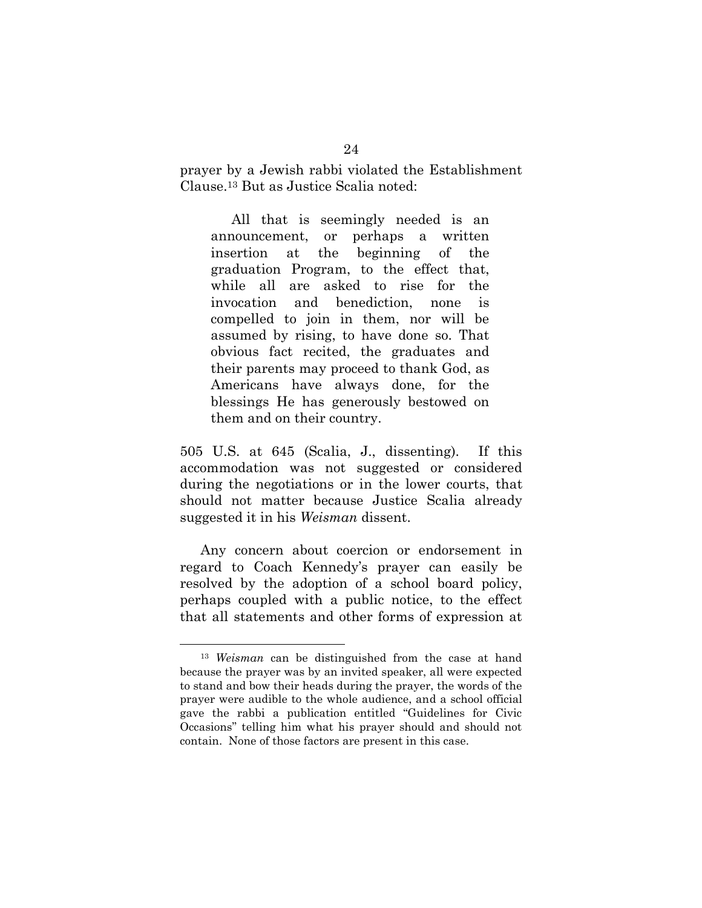prayer by a Jewish rabbi violated the Establishment Clause.[13] But as Justice Scalia noted:

> All that is seemingly needed is an announcement, or perhaps a written insertion at the beginning of the graduation Program, to the effect that, while all are asked to rise for the invocation and benediction, none is compelled to join in them, nor will be assumed by rising, to have done so. That obvious fact recited, the graduates and their parents may proceed to thank God, as Americans have always done, for the blessings He has generously bestowed on them and on their country.

505 U.S. at 645 (Scalia, J., dissenting). If this accommodation was not suggested or considered during the negotiations or in the lower courts, that should not matter because Justice Scalia already suggested it in his *Weisman* dissent.

Any concern about coercion or endorsement in regard to Coach Kennedy's prayer can easily be resolved by the adoption of a school board policy, perhaps coupled with a public notice, to the effect that all statements and other forms of expression at

---

[13] *Weisman* can be distinguished from the case at hand because the prayer was by an invited speaker, all were expected to stand and bow their heads during the prayer, the words of the prayer were audible to the whole audience, and a school official gave the rabbi a publication entitled "Guidelines for Civic Occasions" telling him what his prayer should and should not contain. None of those factors are present in this case.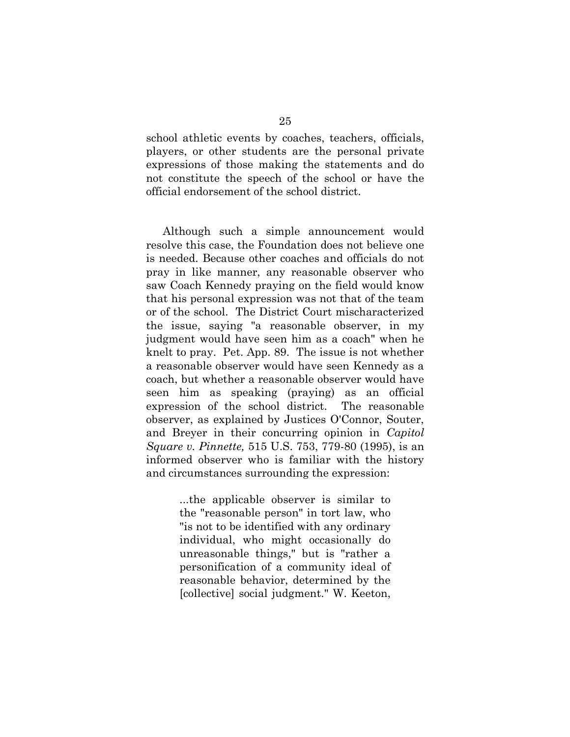school athletic events by coaches, teachers, officials, players, or other students are the personal private expressions of those making the statements and do not constitute the speech of the school or have the official endorsement of the school district.

Although such a simple announcement would resolve this case, the Foundation does not believe one is needed. Because other coaches and officials do not pray in like manner, any reasonable observer who saw Coach Kennedy praying on the field would know that his personal expression was not that of the team or of the school. The District Court mischaracterized the issue, saying "a reasonable observer, in my judgment would have seen him as a coach" when he knelt to pray. Pet. App. 89. The issue is not whether a reasonable observer would have seen Kennedy as a coach, but whether a reasonable observer would have seen him as speaking (praying) as an official expression of the school district. The reasonable observer, as explained by Justices O'Connor, Souter, and Breyer in their concurring opinion in *Capitol Square v. Pinnette,* 515 U.S. 753, 779-80 (1995), is an informed observer who is familiar with the history and circumstances surrounding the expression:

> ...the applicable observer is similar to the "reasonable person" in tort law, who "is not to be identified with any ordinary individual, who might occasionally do unreasonable things," but is "rather a personification of a community ideal of reasonable behavior, determined by the [collective] social judgment." W. Keeton,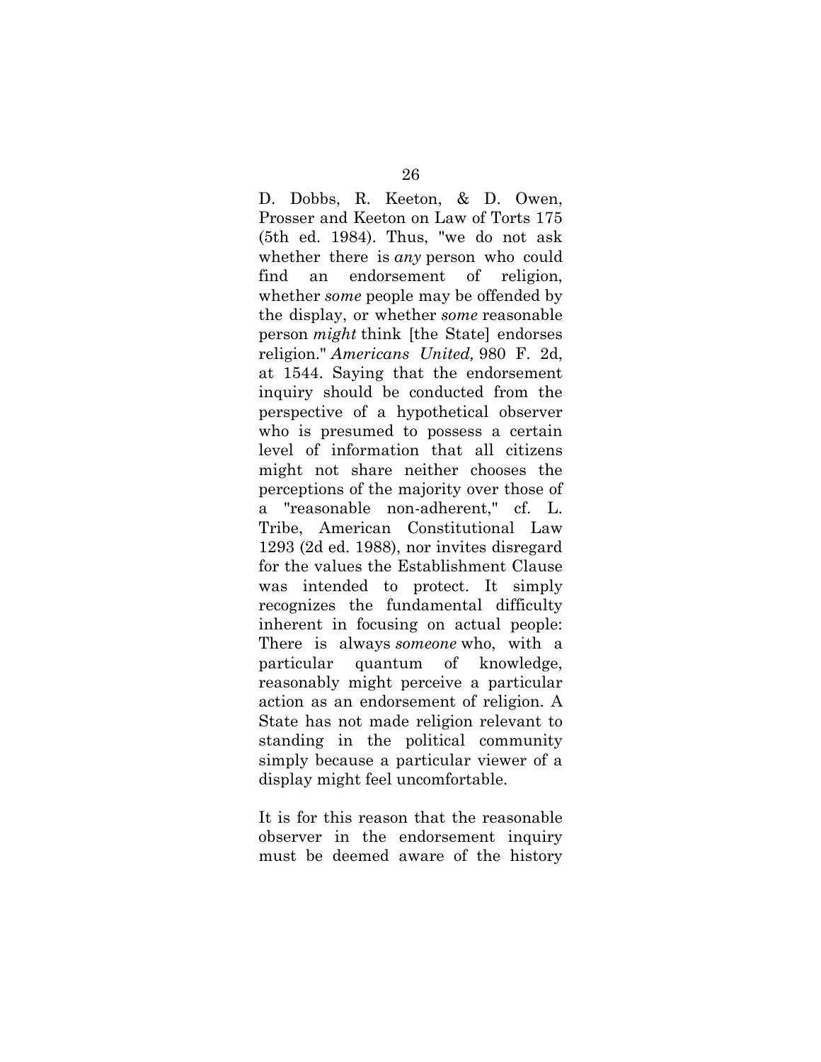D. Dobbs, R. Keeton, & D. Owen, Prosser and Keeton on Law of Torts 175 (5th ed. 1984). Thus, "we do not ask whether there is *any* person who could find an endorsement of religion, whether *some* people may be offended by the display, or whether *some* reasonable person *might* think [the State] endorses religion." *Americans United,* 980 F. 2d, at 1544. Saying that the endorsement inquiry should be conducted from the perspective of a hypothetical observer who is presumed to possess a certain level of information that all citizens might not share neither chooses the perceptions of the majority over those of a "reasonable non-adherent," cf. L. Tribe, American Constitutional Law 1293 (2d ed. 1988), nor invites disregard for the values the Establishment Clause was intended to protect. It simply recognizes the fundamental difficulty inherent in focusing on actual people: There is always *someone* who, with a particular quantum of knowledge, reasonably might perceive a particular action as an endorsement of religion. A State has not made religion relevant to standing in the political community simply because a particular viewer of a display might feel uncomfortable.

It is for this reason that the reasonable observer in the endorsement inquiry must be deemed aware of the history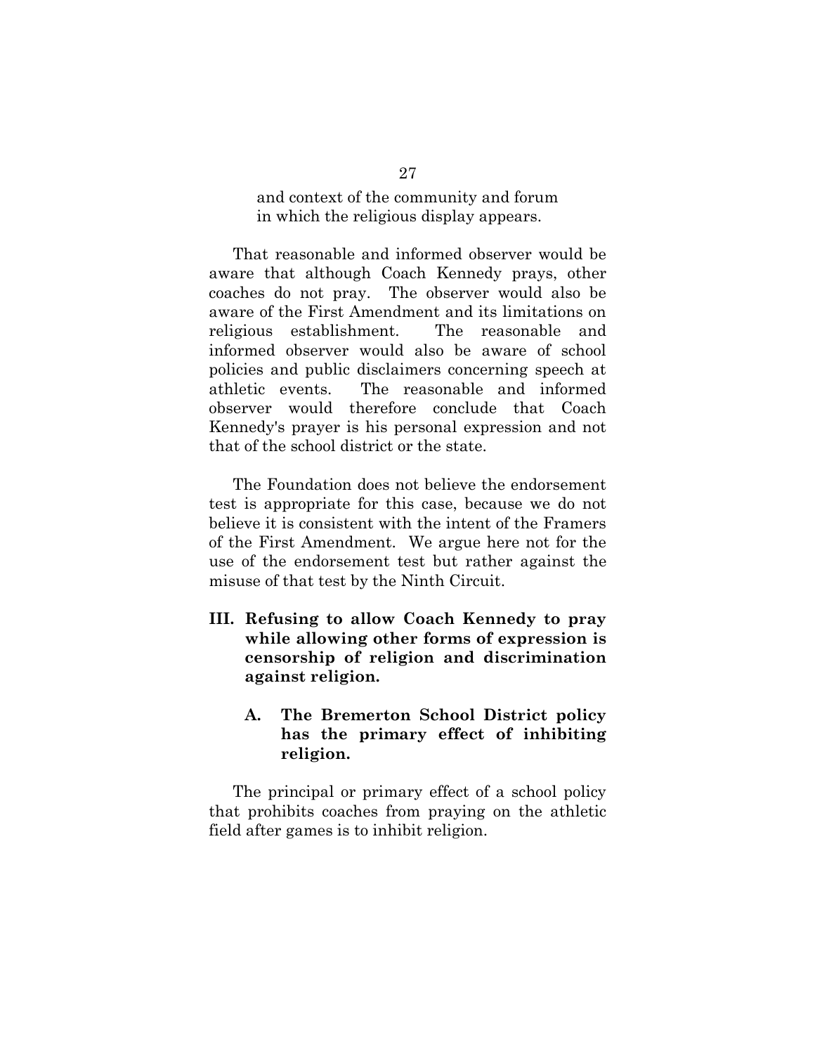> and context of the community and forum in which the religious display appears.

That reasonable and informed observer would be aware that although Coach Kennedy prays, other coaches do not pray. The observer would also be aware of the First Amendment and its limitations on religious establishment. The reasonable and informed observer would also be aware of school policies and public disclaimers concerning speech at athletic events. The reasonable and informed observer would therefore conclude that Coach Kennedy's prayer is his personal expression and not that of the school district or the state.

The Foundation does not believe the endorsement test is appropriate for this case, because we do not believe it is consistent with the intent of the Framers of the First Amendment. We argue here not for the use of the endorsement test but rather against the misuse of that test by the Ninth Circuit.

## III. Refusing to allow Coach Kennedy to pray while allowing other forms of expression is censorship of religion and discrimination against religion.

### A. The Bremerton School District policy has the primary effect of inhibiting religion.

The principal or primary effect of a school policy that prohibits coaches from praying on the athletic field after games is to inhibit religion.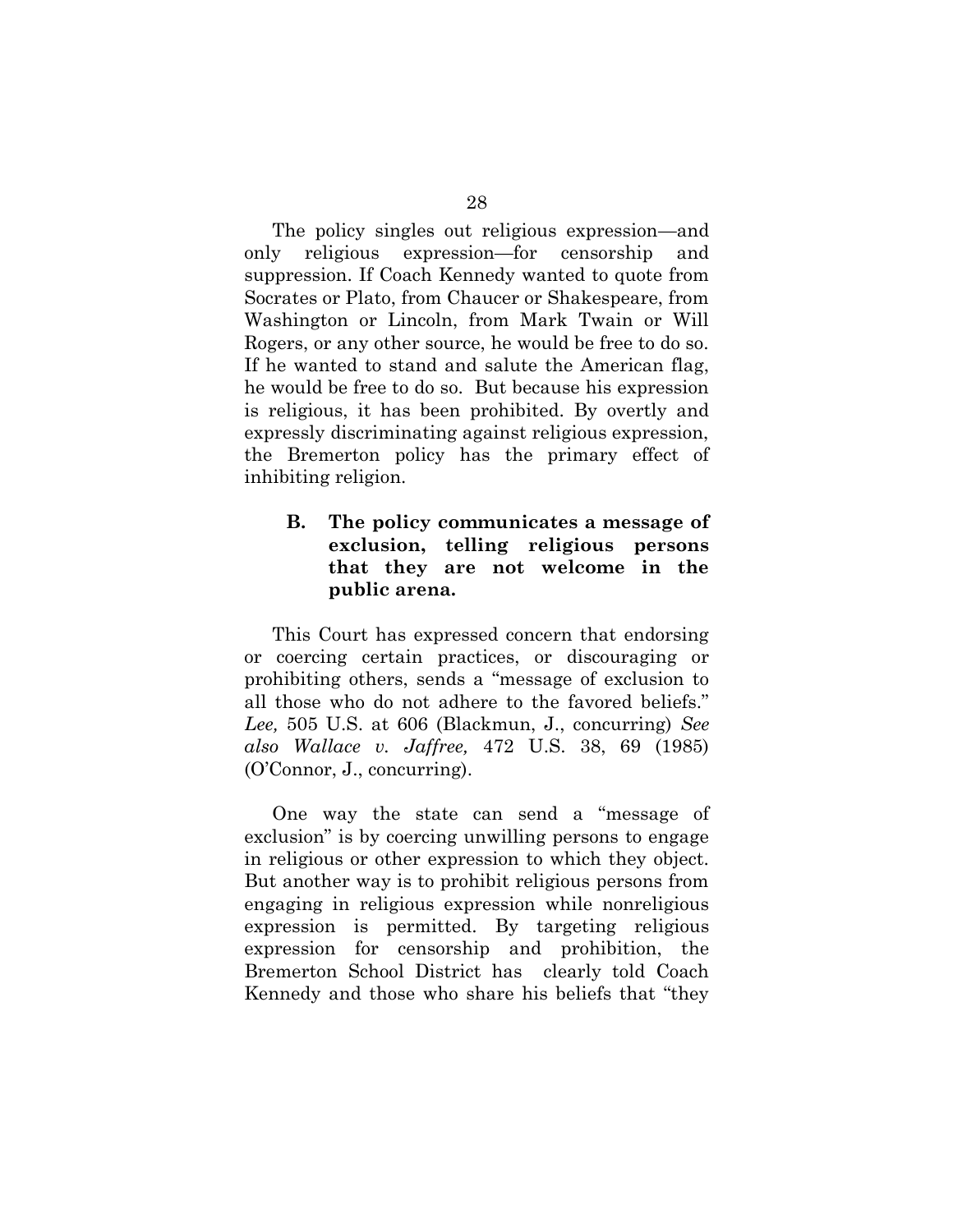The policy singles out religious expression—and only religious expression—for censorship and suppression. If Coach Kennedy wanted to quote from Socrates or Plato, from Chaucer or Shakespeare, from Washington or Lincoln, from Mark Twain or Will Rogers, or any other source, he would be free to do so. If he wanted to stand and salute the American flag, he would be free to do so. But because his expression is religious, it has been prohibited. By overtly and expressly discriminating against religious expression, the Bremerton policy has the primary effect of inhibiting religion.

### B. The policy communicates a message of exclusion, telling religious persons that they are not welcome in the public arena.

This Court has expressed concern that endorsing or coercing certain practices, or discouraging or prohibiting others, sends a "message of exclusion to all those who do not adhere to the favored beliefs." *Lee,* 505 U.S. at 606 (Blackmun, J., concurring) *See also Wallace v. Jaffree,* 472 U.S. 38, 69 (1985) (O'Connor, J., concurring).

One way the state can send a "message of exclusion" is by coercing unwilling persons to engage in religious or other expression to which they object. But another way is to prohibit religious persons from engaging in religious expression while nonreligious expression is permitted. By targeting religious expression for censorship and prohibition, the Bremerton School District has clearly told Coach Kennedy and those who share his beliefs that "they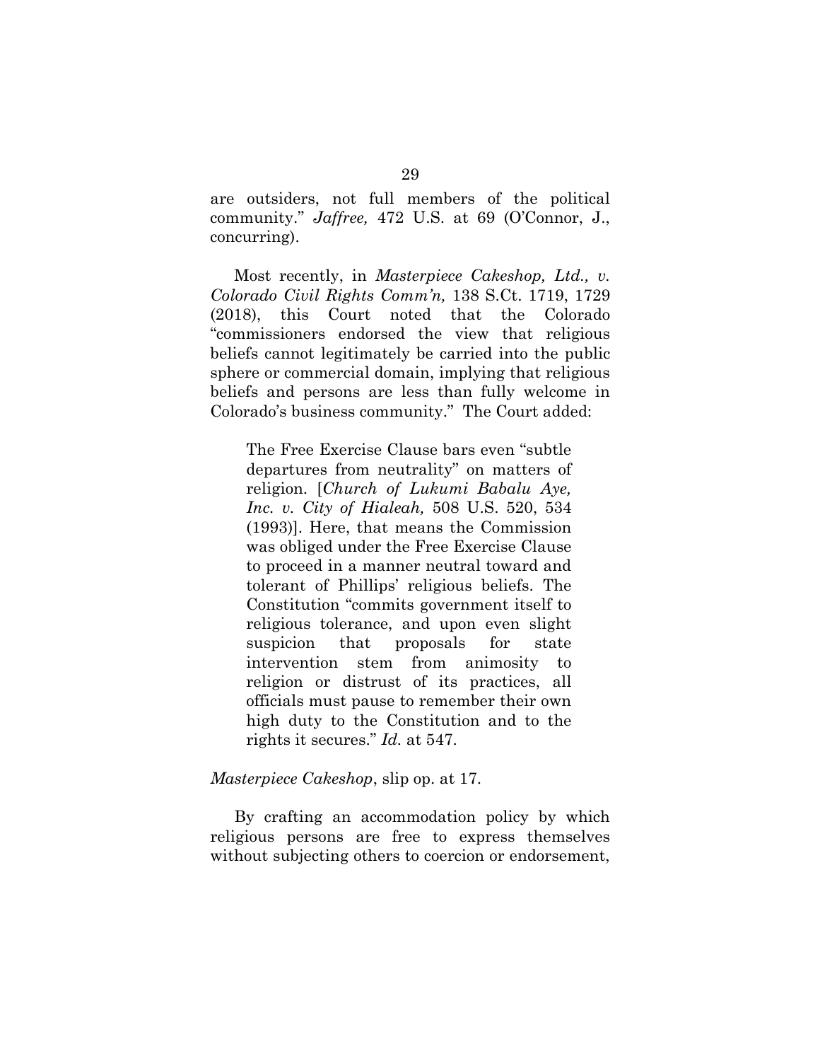are outsiders, not full members of the political community." *Jaffree,* 472 U.S. at 69 (O'Connor, J., concurring).

Most recently, in *Masterpiece Cakeshop, Ltd., v. Colorado Civil Rights Comm'n,* 138 S.Ct. 1719, 1729 (2018), this Court noted that the Colorado "commissioners endorsed the view that religious beliefs cannot legitimately be carried into the public sphere or commercial domain, implying that religious beliefs and persons are less than fully welcome in Colorado's business community." The Court added:

> The Free Exercise Clause bars even "subtle departures from neutrality" on matters of religion. [*Church of Lukumi Babalu Aye, Inc. v. City of Hialeah,* 508 U.S. 520, 534 (1993)]. Here, that means the Commission was obliged under the Free Exercise Clause to proceed in a manner neutral toward and tolerant of Phillips' religious beliefs. The Constitution "commits government itself to religious tolerance, and upon even slight suspicion that proposals for state intervention stem from animosity to religion or distrust of its practices, all officials must pause to remember their own high duty to the Constitution and to the rights it secures." *Id.* at 547.

*Masterpiece Cakeshop*, slip op. at 17.

By crafting an accommodation policy by which religious persons are free to express themselves without subjecting others to coercion or endorsement,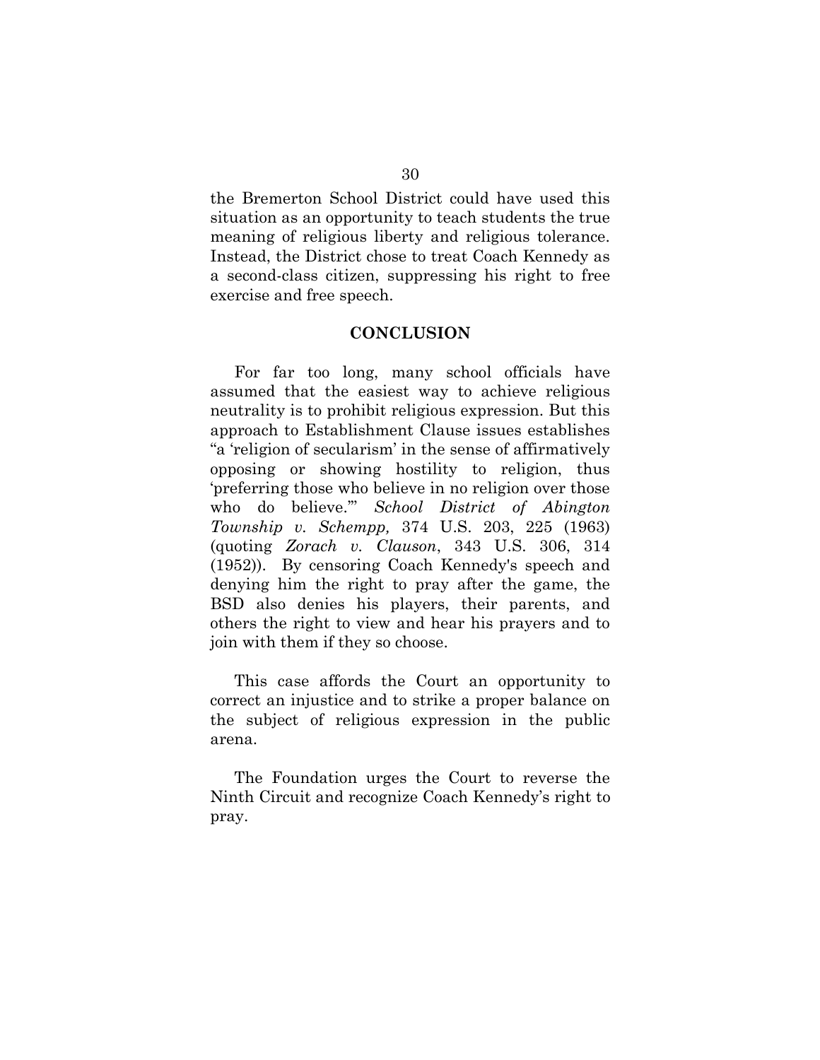the Bremerton School District could have used this situation as an opportunity to teach students the true meaning of religious liberty and religious tolerance. Instead, the District chose to treat Coach Kennedy as a second-class citizen, suppressing his right to free exercise and free speech.

## CONCLUSION

For far too long, many school officials have assumed that the easiest way to achieve religious neutrality is to prohibit religious expression. But this approach to Establishment Clause issues establishes "a 'religion of secularism' in the sense of affirmatively opposing or showing hostility to religion, thus 'preferring those who believe in no religion over those who do believe.'" *School District of Abington Township v. Schempp,* 374 U.S. 203, 225 (1963) (quoting *Zorach v. Clauson*, 343 U.S. 306, 314 (1952)). By censoring Coach Kennedy's speech and denying him the right to pray after the game, the BSD also denies his players, their parents, and others the right to view and hear his prayers and to join with them if they so choose.

This case affords the Court an opportunity to correct an injustice and to strike a proper balance on the subject of religious expression in the public arena.

The Foundation urges the Court to reverse the Ninth Circuit and recognize Coach Kennedy's right to pray.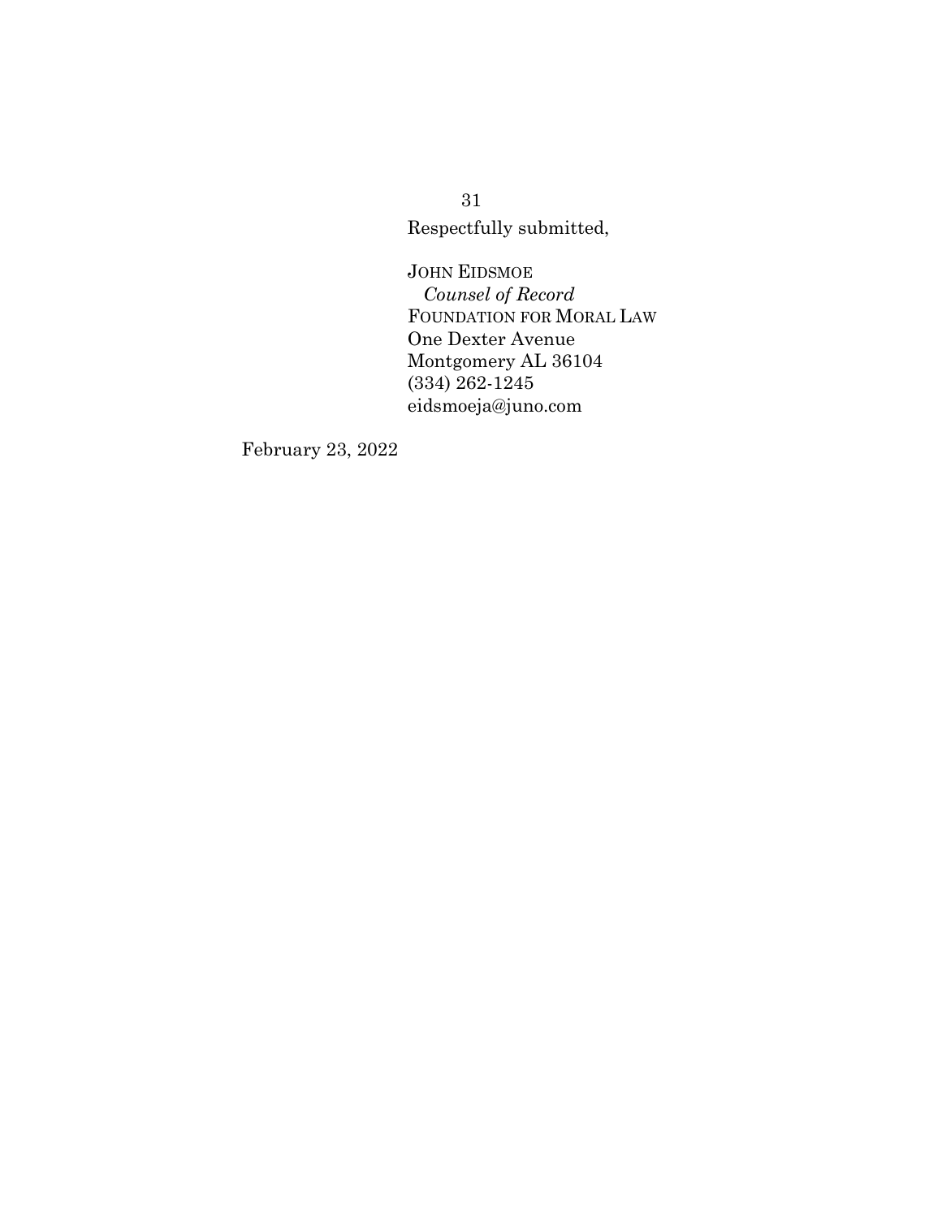Respectfully submitted,

JOHN EIDSMOE
*Counsel of Record*
FOUNDATION FOR MORAL LAW
One Dexter Avenue
Montgomery AL 36104
(334) 262-1245
eidsmoeja@juno.com

February 23, 2022